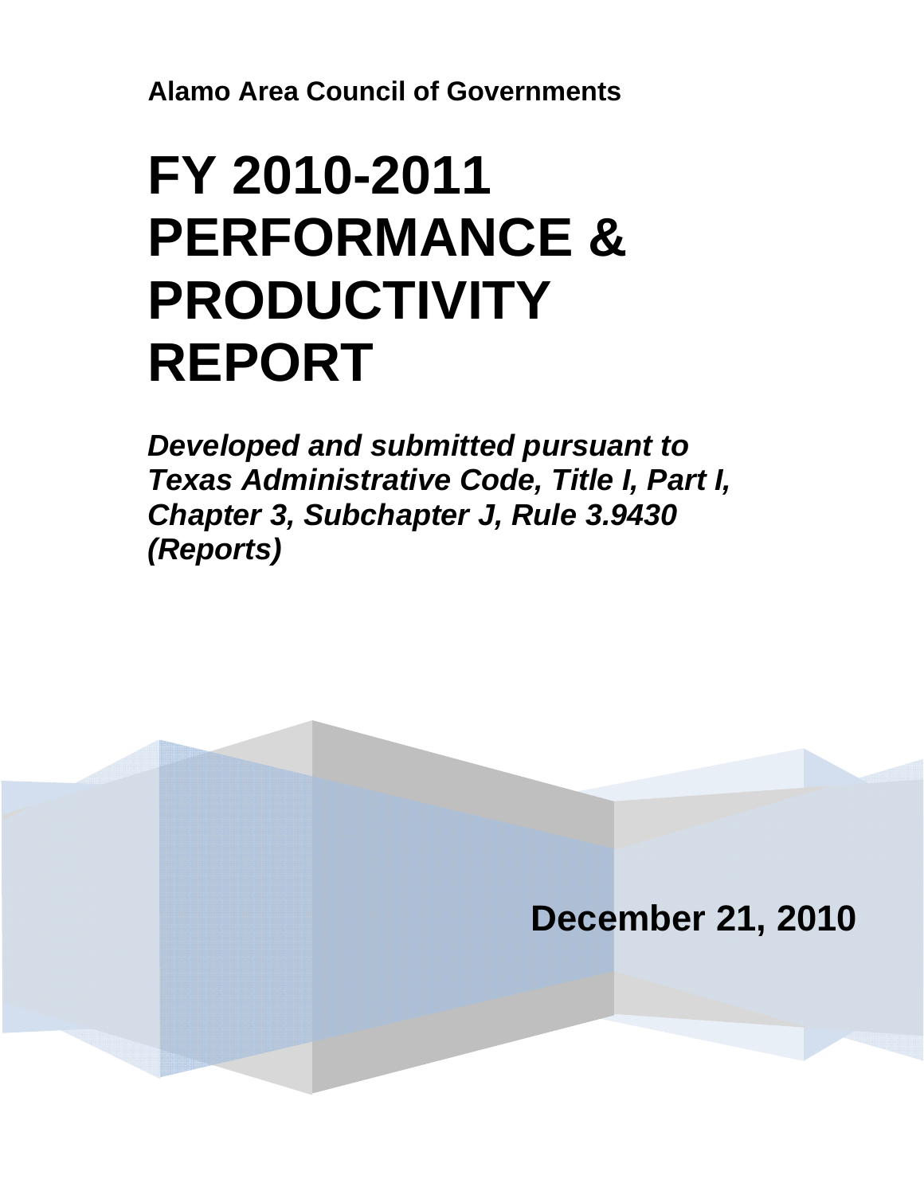**Alamo Area Council of Governments**

# FY 2010-2011 PERFORMANCE & PRODUCTIVITY REPORT

***Developed and submitted pursuant to Texas Administrative Code, Title I, Part I, Chapter 3, Subchapter J, Rule 3.9430 (Reports)***

**December 21, 2010**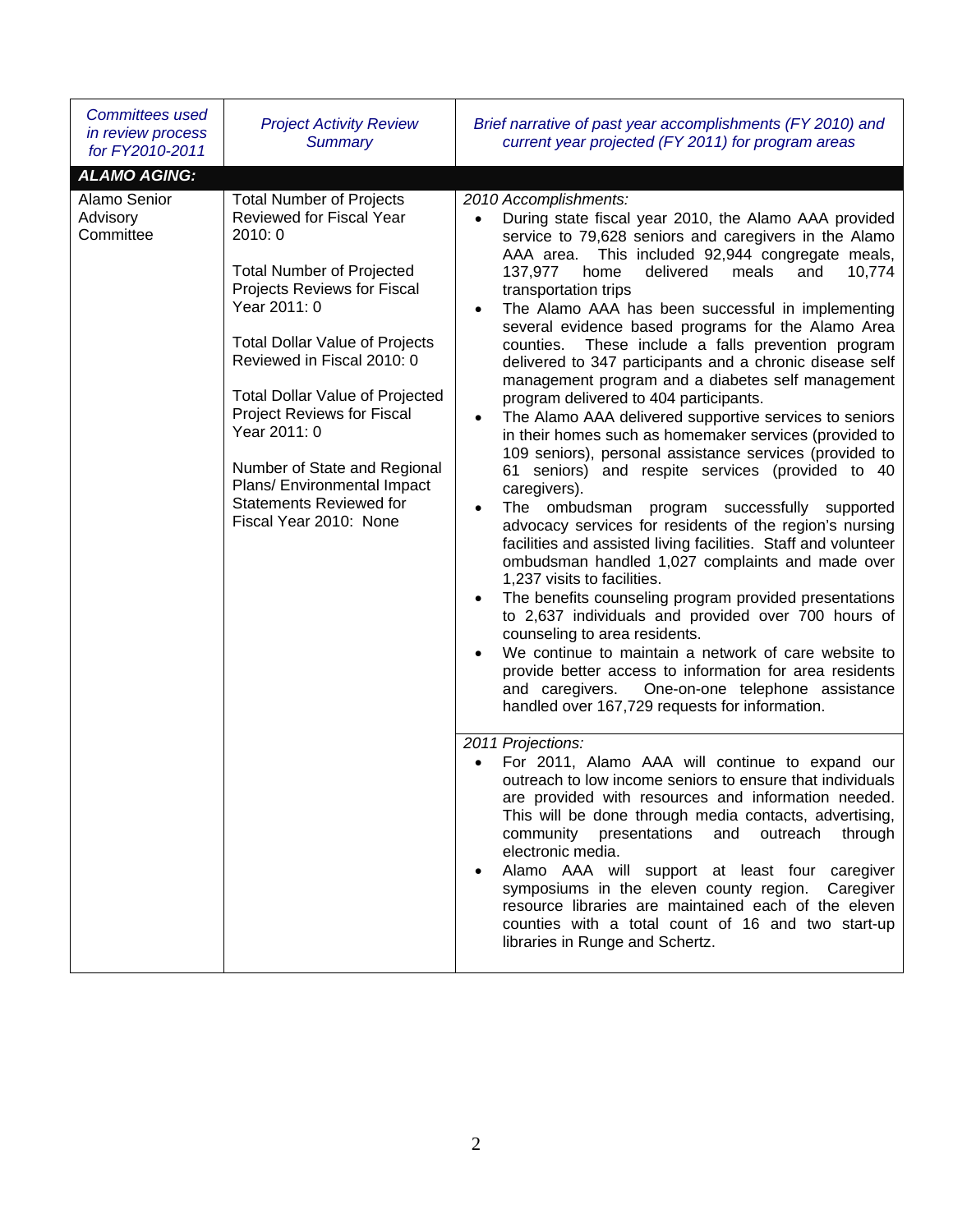| *Committees used in review process for FY2010-2011* | *Project Activity Review Summary* | *Brief narrative of past year accomplishments (FY 2010) and current year projected (FY 2011) for program areas* |
|---|---|---|
| ***ALAMO AGING:*** | | |
| Alamo Senior Advisory Committee | Total Number of Projects Reviewed for Fiscal Year 2010: 0<br><br>Total Number of Projected Projects Reviews for Fiscal Year 2011: 0<br><br>Total Dollar Value of Projects Reviewed in Fiscal 2010: 0<br><br>Total Dollar Value of Projected Project Reviews for Fiscal Year 2011: 0<br><br>Number of State and Regional Plans/ Environmental Impact Statements Reviewed for Fiscal Year 2010: None | *2010 Accomplishments:*<br>• During state fiscal year 2010, the Alamo AAA provided service to 79,628 seniors and caregivers in the Alamo AAA area. This included 92,944 congregate meals, 137,977 home delivered meals and 10,774 transportation trips<br>• The Alamo AAA has been successful in implementing several evidence based programs for the Alamo Area counties. These include a falls prevention program delivered to 347 participants and a chronic disease self management program and a diabetes self management program delivered to 404 participants.<br>• The Alamo AAA delivered supportive services to seniors in their homes such as homemaker services (provided to 109 seniors), personal assistance services (provided to 61 seniors) and respite services (provided to 40 caregivers).<br>• The ombudsman program successfully supported advocacy services for residents of the region's nursing facilities and assisted living facilities. Staff and volunteer ombudsman handled 1,027 complaints and made over 1,237 visits to facilities.<br>• The benefits counseling program provided presentations to 2,637 individuals and provided over 700 hours of counseling to area residents.<br>• We continue to maintain a network of care website to provide better access to information for area residents and caregivers. One-on-one telephone assistance handled over 167,729 requests for information. |
| | | *2011 Projections:*<br>• For 2011, Alamo AAA will continue to expand our outreach to low income seniors to ensure that individuals are provided with resources and information needed. This will be done through media contacts, advertising, community presentations and outreach through electronic media.<br>• Alamo AAA will support at least four caregiver symposiums in the eleven county region. Caregiver resource libraries are maintained each of the eleven counties with a total count of 16 and two start-up libraries in Runge and Schertz. |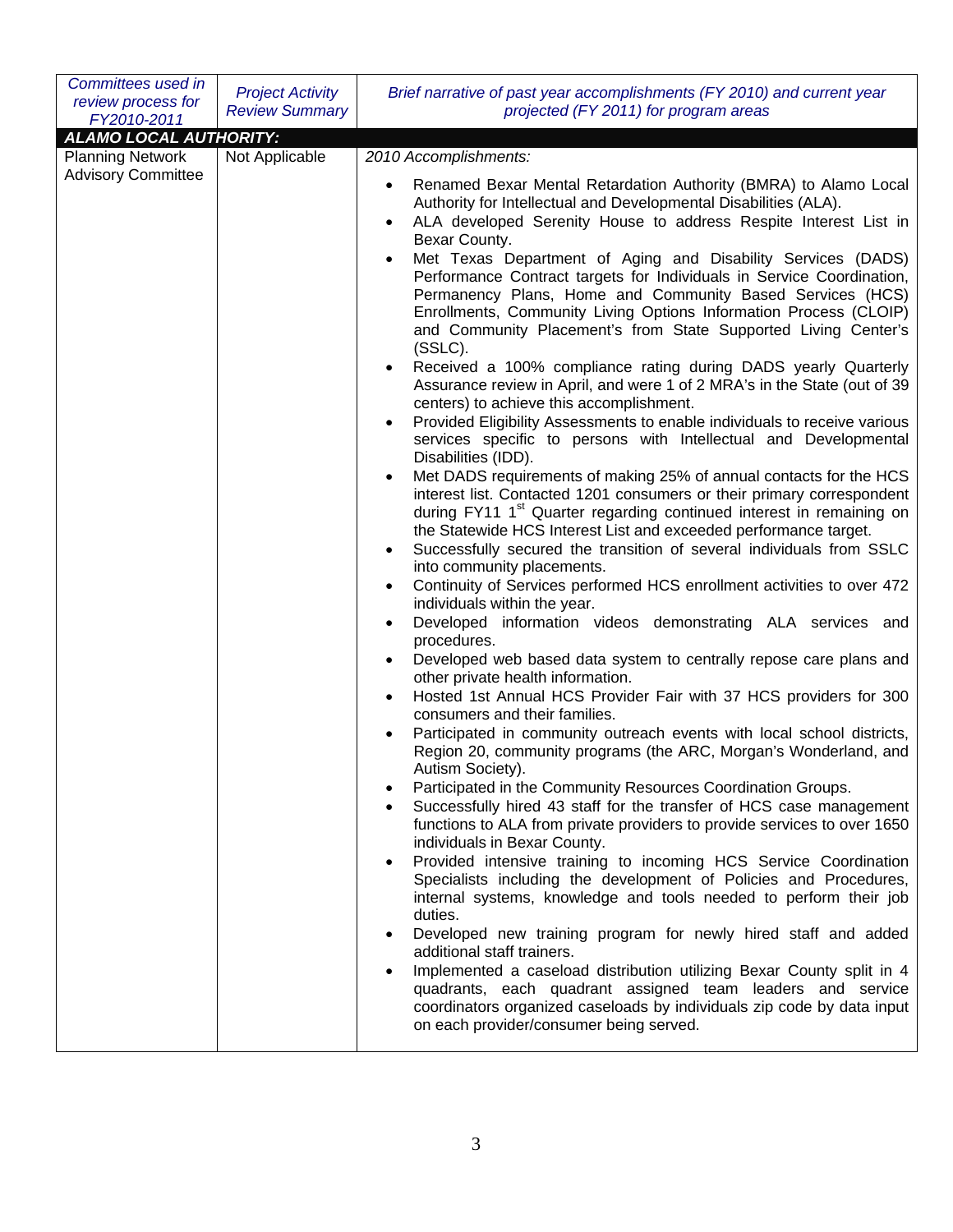| *Committees used in review process for FY2010-2011* | *Project Activity Review Summary* | *Brief narrative of past year accomplishments (FY 2010) and current year projected (FY 2011) for program areas* |
|---|---|---|
| ***ALAMO LOCAL AUTHORITY:*** | | |
| Planning Network Advisory Committee | Not Applicable | *2010 Accomplishments:*<br><br>• Renamed Bexar Mental Retardation Authority (BMRA) to Alamo Local Authority for Intellectual and Developmental Disabilities (ALA).<br>• ALA developed Serenity House to address Respite Interest List in Bexar County.<br>• Met Texas Department of Aging and Disability Services (DADS) Performance Contract targets for Individuals in Service Coordination, Permanency Plans, Home and Community Based Services (HCS) Enrollments, Community Living Options Information Process (CLOIP) and Community Placement's from State Supported Living Center's (SSLC).<br>• Received a 100% compliance rating during DADS yearly Quarterly Assurance review in April, and were 1 of 2 MRA's in the State (out of 39 centers) to achieve this accomplishment.<br>• Provided Eligibility Assessments to enable individuals to receive various services specific to persons with Intellectual and Developmental Disabilities (IDD).<br>• Met DADS requirements of making 25% of annual contacts for the HCS interest list. Contacted 1201 consumers or their primary correspondent during FY11 1st Quarter regarding continued interest in remaining on the Statewide HCS Interest List and exceeded performance target.<br>• Successfully secured the transition of several individuals from SSLC into community placements.<br>• Continuity of Services performed HCS enrollment activities to over 472 individuals within the year.<br>• Developed information videos demonstrating ALA services and procedures.<br>• Developed web based data system to centrally repose care plans and other private health information.<br>• Hosted 1st Annual HCS Provider Fair with 37 HCS providers for 300 consumers and their families.<br>• Participated in community outreach events with local school districts, Region 20, community programs (the ARC, Morgan's Wonderland, and Autism Society).<br>• Participated in the Community Resources Coordination Groups.<br>• Successfully hired 43 staff for the transfer of HCS case management functions to ALA from private providers to provide services to over 1650 individuals in Bexar County.<br>• Provided intensive training to incoming HCS Service Coordination Specialists including the development of Policies and Procedures, internal systems, knowledge and tools needed to perform their job duties.<br>• Developed new training program for newly hired staff and added additional staff trainers.<br>• Implemented a caseload distribution utilizing Bexar County split in 4 quadrants, each quadrant assigned team leaders and service coordinators organized caseloads by individuals zip code by data input on each provider/consumer being served. |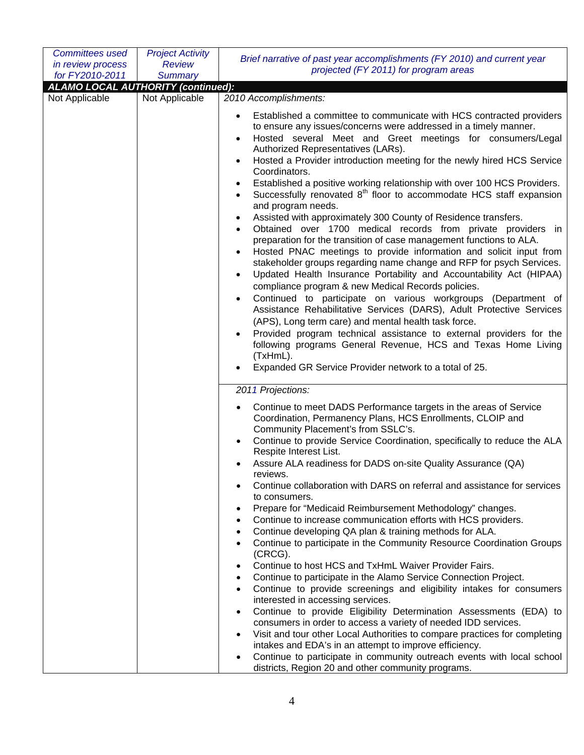| *Committees used in review process for FY2010-2011* | *Project Activity Review Summary* | *Brief narrative of past year accomplishments (FY 2010) and current year projected (FY 2011) for program areas* |
|---|---|---|
| ***ALAMO LOCAL AUTHORITY (continued):*** | | |
| Not Applicable | Not Applicable | *2010 Accomplishments:*<br><br>• Established a committee to communicate with HCS contracted providers to ensure any issues/concerns were addressed in a timely manner.<br>• Hosted several Meet and Greet meetings for consumers/Legal Authorized Representatives (LARs).<br>• Hosted a Provider introduction meeting for the newly hired HCS Service Coordinators.<br>• Established a positive working relationship with over 100 HCS Providers.<br>• Successfully renovated 8th floor to accommodate HCS staff expansion and program needs.<br>• Assisted with approximately 300 County of Residence transfers.<br>• Obtained over 1700 medical records from private providers in preparation for the transition of case management functions to ALA.<br>• Hosted PNAC meetings to provide information and solicit input from stakeholder groups regarding name change and RFP for psych Services.<br>• Updated Health Insurance Portability and Accountability Act (HIPAA) compliance program & new Medical Records policies.<br>• Continued to participate on various workgroups (Department of Assistance Rehabilitative Services (DARS), Adult Protective Services (APS), Long term care) and mental health task force.<br>• Provided program technical assistance to external providers for the following programs General Revenue, HCS and Texas Home Living (TxHmL).<br>• Expanded GR Service Provider network to a total of 25. |
| | | *2011 Projections:*<br><br>• Continue to meet DADS Performance targets in the areas of Service Coordination, Permanency Plans, HCS Enrollments, CLOIP and Community Placement's from SSLC's.<br>• Continue to provide Service Coordination, specifically to reduce the ALA Respite Interest List.<br>• Assure ALA readiness for DADS on-site Quality Assurance (QA) reviews.<br>• Continue collaboration with DARS on referral and assistance for services to consumers.<br>• Prepare for "Medicaid Reimbursement Methodology" changes.<br>• Continue to increase communication efforts with HCS providers.<br>• Continue developing QA plan & training methods for ALA.<br>• Continue to participate in the Community Resource Coordination Groups (CRCG).<br>• Continue to host HCS and TxHmL Waiver Provider Fairs.<br>• Continue to participate in the Alamo Service Connection Project.<br>• Continue to provide screenings and eligibility intakes for consumers interested in accessing services.<br>• Continue to provide Eligibility Determination Assessments (EDA) to consumers in order to access a variety of needed IDD services.<br>• Visit and tour other Local Authorities to compare practices for completing intakes and EDA's in an attempt to improve efficiency.<br>• Continue to participate in community outreach events with local school districts, Region 20 and other community programs. |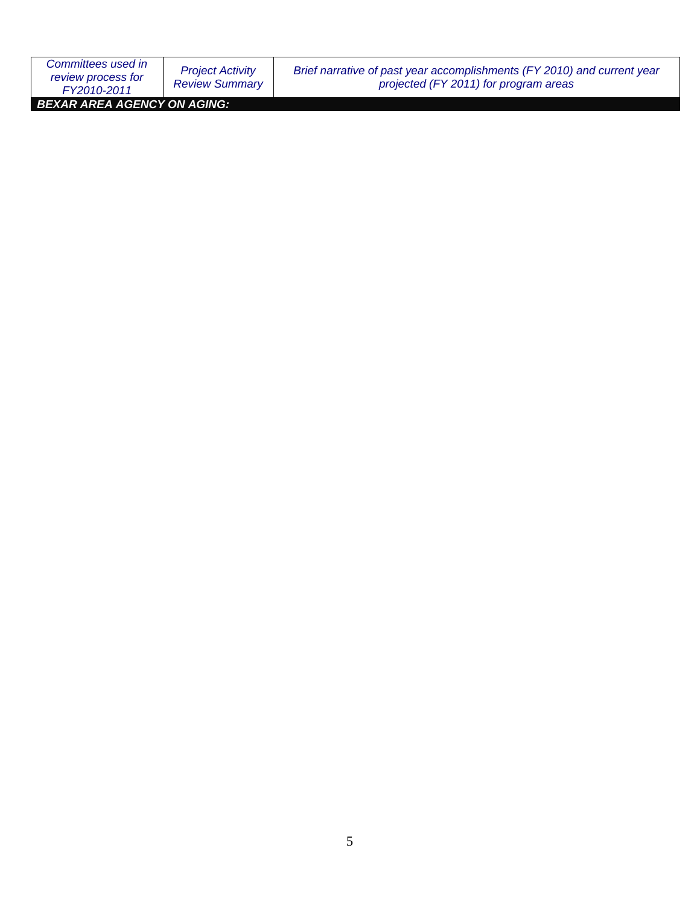| *Committees used in review process for FY2010-2011* | *Project Activity Review Summary* | *Brief narrative of past year accomplishments (FY 2010) and current year projected (FY 2011) for program areas* |
|---|---|---|
| ***BEXAR AREA AGENCY ON AGING:*** | | |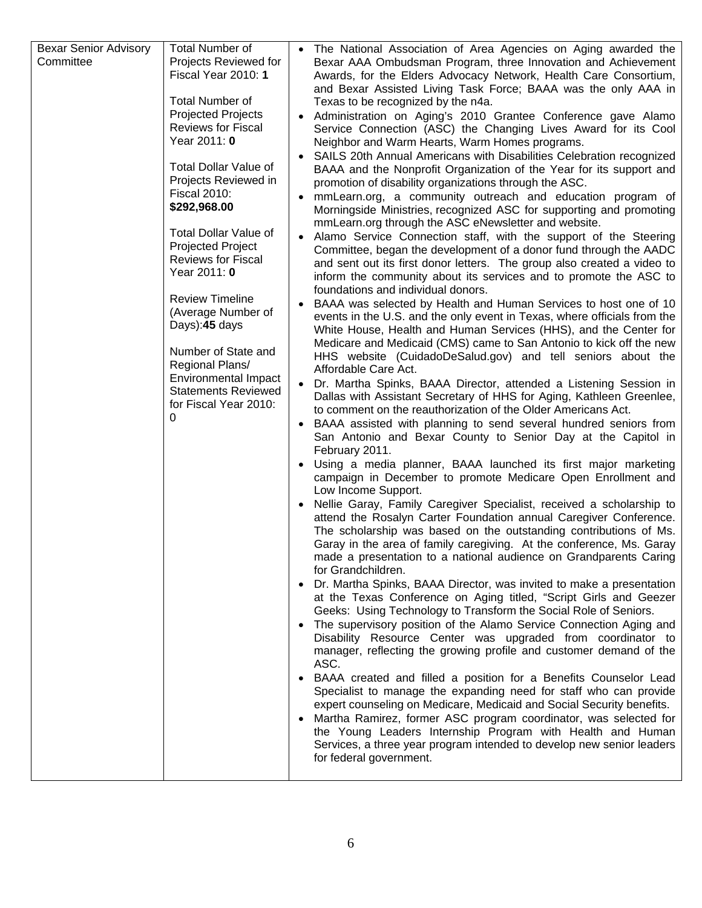| Bexar Senior Advisory Committee | Total Number of Projects Reviewed for Fiscal Year 2010: **1**<br><br>Total Number of Projected Projects Reviews for Fiscal Year 2011: **0**<br><br>Total Dollar Value of Projects Reviewed in Fiscal 2010: **$292,968.00**<br><br>Total Dollar Value of Projected Project Reviews for Fiscal Year 2011: **0**<br><br>Review Timeline (Average Number of Days):**45** days<br><br>Number of State and Regional Plans/ Environmental Impact Statements Reviewed for Fiscal Year 2010: 0 | • The National Association of Area Agencies on Aging awarded the Bexar AAA Ombudsman Program, three Innovation and Achievement Awards, for the Elders Advocacy Network, Health Care Consortium, and Bexar Assisted Living Task Force; BAAA was the only AAA in Texas to be recognized by the n4a.<br>• Administration on Aging's 2010 Grantee Conference gave Alamo Service Connection (ASC) the Changing Lives Award for its Cool Neighbor and Warm Hearts, Warm Homes programs.<br>• SAILS 20th Annual Americans with Disabilities Celebration recognized BAAA and the Nonprofit Organization of the Year for its support and promotion of disability organizations through the ASC.<br>• mmLearn.org, a community outreach and education program of Morningside Ministries, recognized ASC for supporting and promoting mmLearn.org through the ASC eNewsletter and website.<br>• Alamo Service Connection staff, with the support of the Steering Committee, began the development of a donor fund through the AADC and sent out its first donor letters. The group also created a video to inform the community about its services and to promote the ASC to foundations and individual donors.<br>• BAAA was selected by Health and Human Services to host one of 10 events in the U.S. and the only event in Texas, where officials from the White House, Health and Human Services (HHS), and the Center for Medicare and Medicaid (CMS) came to San Antonio to kick off the new HHS website (CuidadoDeSalud.gov) and tell seniors about the Affordable Care Act.<br>• Dr. Martha Spinks, BAAA Director, attended a Listening Session in Dallas with Assistant Secretary of HHS for Aging, Kathleen Greenlee, to comment on the reauthorization of the Older Americans Act.<br>• BAAA assisted with planning to send several hundred seniors from San Antonio and Bexar County to Senior Day at the Capitol in February 2011.<br>• Using a media planner, BAAA launched its first major marketing campaign in December to promote Medicare Open Enrollment and Low Income Support.<br>• Nellie Garay, Family Caregiver Specialist, received a scholarship to attend the Rosalyn Carter Foundation annual Caregiver Conference. The scholarship was based on the outstanding contributions of Ms. Garay in the area of family caregiving. At the conference, Ms. Garay made a presentation to a national audience on Grandparents Caring for Grandchildren.<br>• Dr. Martha Spinks, BAAA Director, was invited to make a presentation at the Texas Conference on Aging titled, "Script Girls and Geezer Geeks: Using Technology to Transform the Social Role of Seniors.<br>• The supervisory position of the Alamo Service Connection Aging and Disability Resource Center was upgraded from coordinator to manager, reflecting the growing profile and customer demand of the ASC.<br>• BAAA created and filled a position for a Benefits Counselor Lead Specialist to manage the expanding need for staff who can provide expert counseling on Medicare, Medicaid and Social Security benefits.<br>• Martha Ramirez, former ASC program coordinator, was selected for the Young Leaders Internship Program with Health and Human Services, a three year program intended to develop new senior leaders for federal government. |
|---|---|---|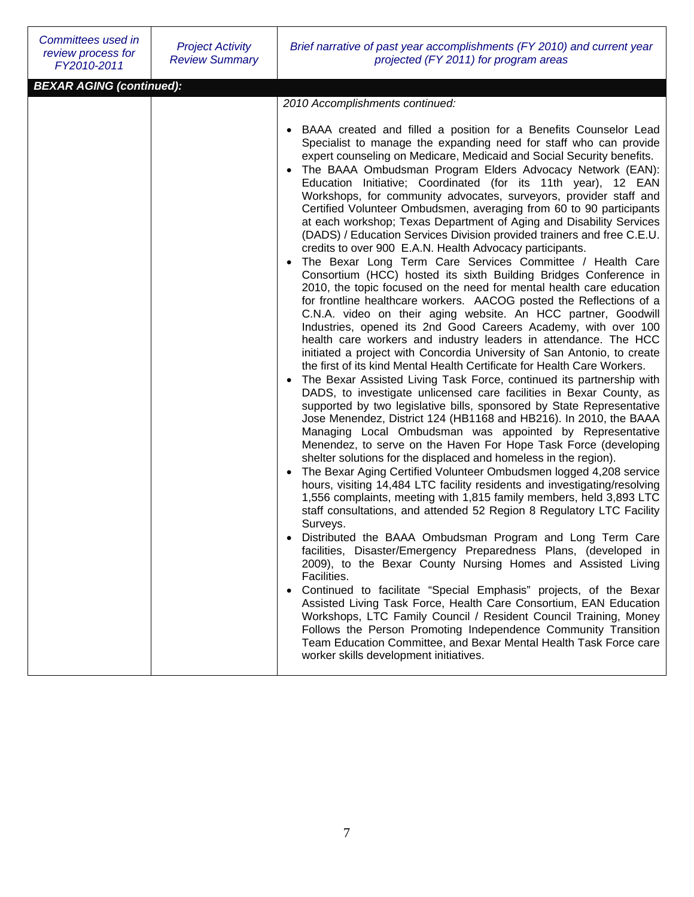| *Committees used in review process for FY2010-2011* | *Project Activity Review Summary* | *Brief narrative of past year accomplishments (FY 2010) and current year projected (FY 2011) for program areas* |
|---|---|---|
| ***BEXAR AGING (continued):*** | | |
| | | *2010 Accomplishments continued:*<br><br>• BAAA created and filled a position for a Benefits Counselor Lead Specialist to manage the expanding need for staff who can provide expert counseling on Medicare, Medicaid and Social Security benefits.<br>• The BAAA Ombudsman Program Elders Advocacy Network (EAN): Education Initiative; Coordinated (for its 11th year), 12 EAN Workshops, for community advocates, surveyors, provider staff and Certified Volunteer Ombudsmen, averaging from 60 to 90 participants at each workshop; Texas Department of Aging and Disability Services (DADS) / Education Services Division provided trainers and free C.E.U. credits to over 900 E.A.N. Health Advocacy participants.<br>• The Bexar Long Term Care Services Committee / Health Care Consortium (HCC) hosted its sixth Building Bridges Conference in 2010, the topic focused on the need for mental health care education for frontline healthcare workers. AACOG posted the Reflections of a C.N.A. video on their aging website. An HCC partner, Goodwill Industries, opened its 2nd Good Careers Academy, with over 100 health care workers and industry leaders in attendance. The HCC initiated a project with Concordia University of San Antonio, to create the first of its kind Mental Health Certificate for Health Care Workers.<br>• The Bexar Assisted Living Task Force, continued its partnership with DADS, to investigate unlicensed care facilities in Bexar County, as supported by two legislative bills, sponsored by State Representative Jose Menendez, District 124 (HB1168 and HB216). In 2010, the BAAA Managing Local Ombudsman was appointed by Representative Menendez, to serve on the Haven For Hope Task Force (developing shelter solutions for the displaced and homeless in the region).<br>• The Bexar Aging Certified Volunteer Ombudsmen logged 4,208 service hours, visiting 14,484 LTC facility residents and investigating/resolving 1,556 complaints, meeting with 1,815 family members, held 3,893 LTC staff consultations, and attended 52 Region 8 Regulatory LTC Facility Surveys.<br>• Distributed the BAAA Ombudsman Program and Long Term Care facilities, Disaster/Emergency Preparedness Plans, (developed in 2009), to the Bexar County Nursing Homes and Assisted Living Facilities.<br>• Continued to facilitate "Special Emphasis" projects, of the Bexar Assisted Living Task Force, Health Care Consortium, EAN Education Workshops, LTC Family Council / Resident Council Training, Money Follows the Person Promoting Independence Community Transition Team Education Committee, and Bexar Mental Health Task Force care worker skills development initiatives. |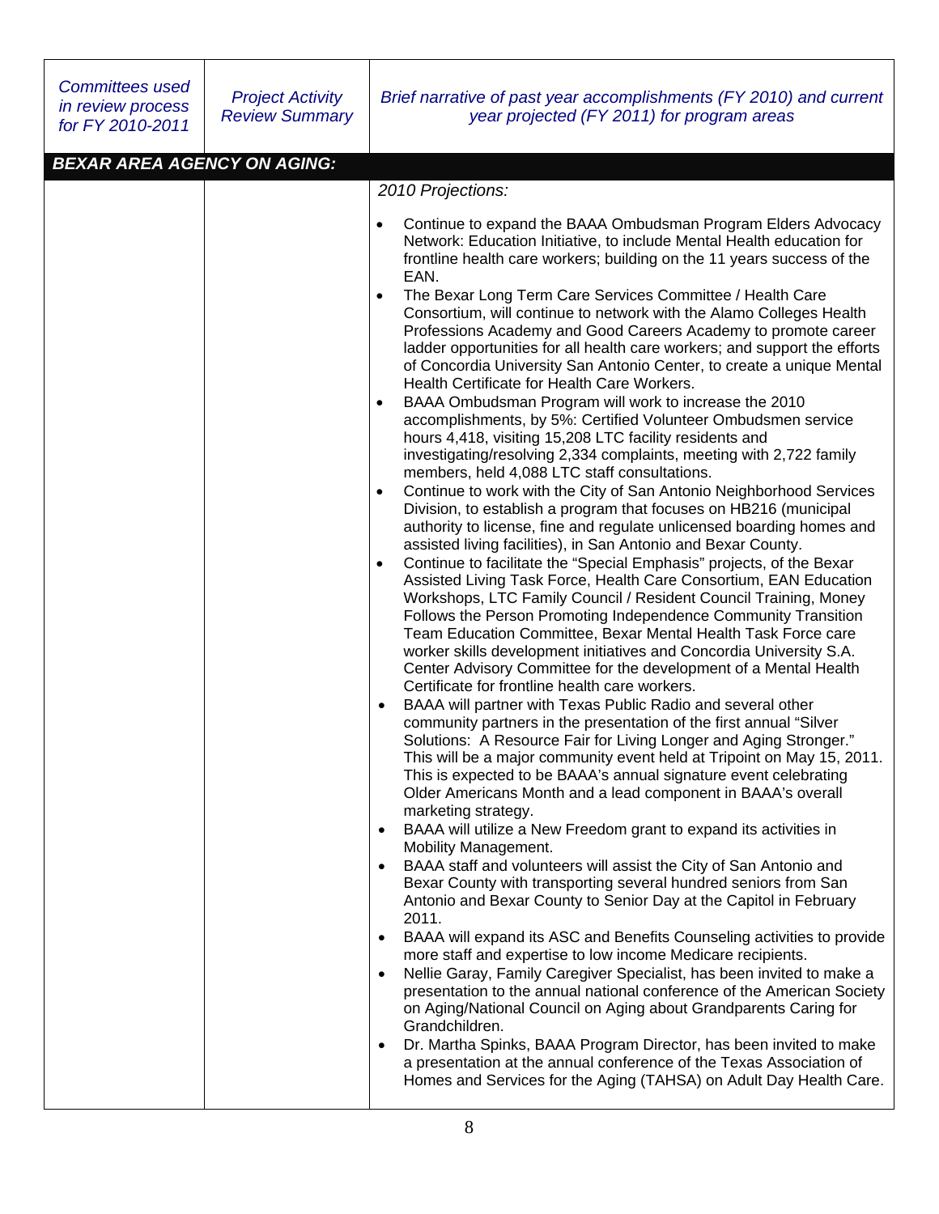| *Committees used in review process for FY 2010-2011* | *Project Activity Review Summary* | *Brief narrative of past year accomplishments (FY 2010) and current year projected (FY 2011) for program areas* |
|---|---|---|
| ***BEXAR AREA AGENCY ON AGING:*** | | |
| | | *2010 Projections:*<br><br>• Continue to expand the BAAA Ombudsman Program Elders Advocacy Network: Education Initiative, to include Mental Health education for frontline health care workers; building on the 11 years success of the EAN.<br>• The Bexar Long Term Care Services Committee / Health Care Consortium, will continue to network with the Alamo Colleges Health Professions Academy and Good Careers Academy to promote career ladder opportunities for all health care workers; and support the efforts of Concordia University San Antonio Center, to create a unique Mental Health Certificate for Health Care Workers.<br>• BAAA Ombudsman Program will work to increase the 2010 accomplishments, by 5%: Certified Volunteer Ombudsmen service hours 4,418, visiting 15,208 LTC facility residents and investigating/resolving 2,334 complaints, meeting with 2,722 family members, held 4,088 LTC staff consultations.<br>• Continue to work with the City of San Antonio Neighborhood Services Division, to establish a program that focuses on HB216 (municipal authority to license, fine and regulate unlicensed boarding homes and assisted living facilities), in San Antonio and Bexar County.<br>• Continue to facilitate the "Special Emphasis" projects, of the Bexar Assisted Living Task Force, Health Care Consortium, EAN Education Workshops, LTC Family Council / Resident Council Training, Money Follows the Person Promoting Independence Community Transition Team Education Committee, Bexar Mental Health Task Force care worker skills development initiatives and Concordia University S.A. Center Advisory Committee for the development of a Mental Health Certificate for frontline health care workers.<br>• BAAA will partner with Texas Public Radio and several other community partners in the presentation of the first annual "Silver Solutions: A Resource Fair for Living Longer and Aging Stronger." This will be a major community event held at Tripoint on May 15, 2011. This is expected to be BAAA's annual signature event celebrating Older Americans Month and a lead component in BAAA's overall marketing strategy.<br>• BAAA will utilize a New Freedom grant to expand its activities in Mobility Management.<br>• BAAA staff and volunteers will assist the City of San Antonio and Bexar County with transporting several hundred seniors from San Antonio and Bexar County to Senior Day at the Capitol in February 2011.<br>• BAAA will expand its ASC and Benefits Counseling activities to provide more staff and expertise to low income Medicare recipients.<br>• Nellie Garay, Family Caregiver Specialist, has been invited to make a presentation to the annual national conference of the American Society on Aging/National Council on Aging about Grandparents Caring for Grandchildren.<br>• Dr. Martha Spinks, BAAA Program Director, has been invited to make a presentation at the annual conference of the Texas Association of Homes and Services for the Aging (TAHSA) on Adult Day Health Care. |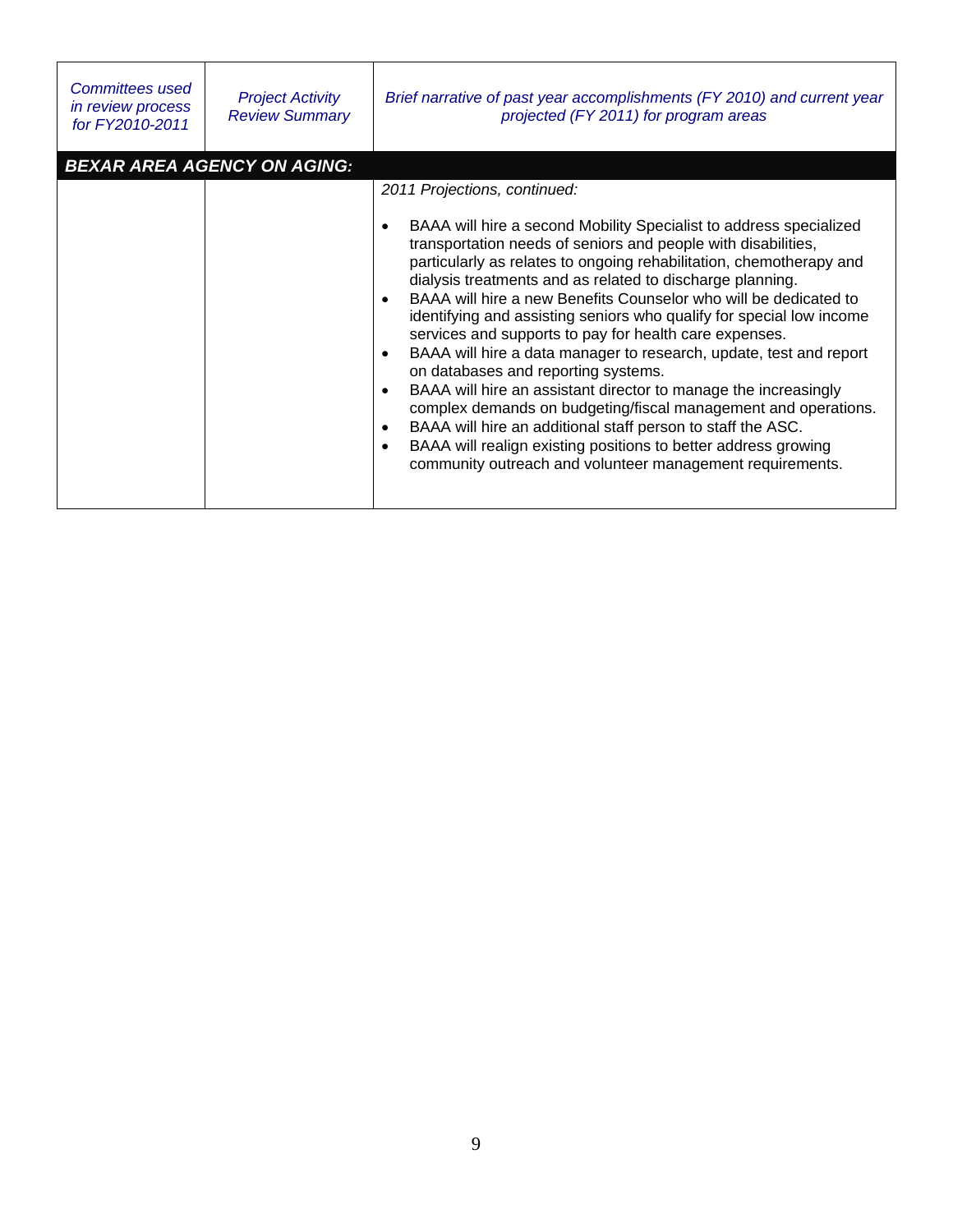| *Committees used in review process for FY2010-2011* | *Project Activity Review Summary* | *Brief narrative of past year accomplishments (FY 2010) and current year projected (FY 2011) for program areas* |
|---|---|---|
| ***BEXAR AREA AGENCY ON AGING:*** | | |
| | | *2011 Projections, continued:*<br><br>• BAAA will hire a second Mobility Specialist to address specialized transportation needs of seniors and people with disabilities, particularly as relates to ongoing rehabilitation, chemotherapy and dialysis treatments and as related to discharge planning.<br>• BAAA will hire a new Benefits Counselor who will be dedicated to identifying and assisting seniors who qualify for special low income services and supports to pay for health care expenses.<br>• BAAA will hire a data manager to research, update, test and report on databases and reporting systems.<br>• BAAA will hire an assistant director to manage the increasingly complex demands on budgeting/fiscal management and operations.<br>• BAAA will hire an additional staff person to staff the ASC.<br>• BAAA will realign existing positions to better address growing community outreach and volunteer management requirements. |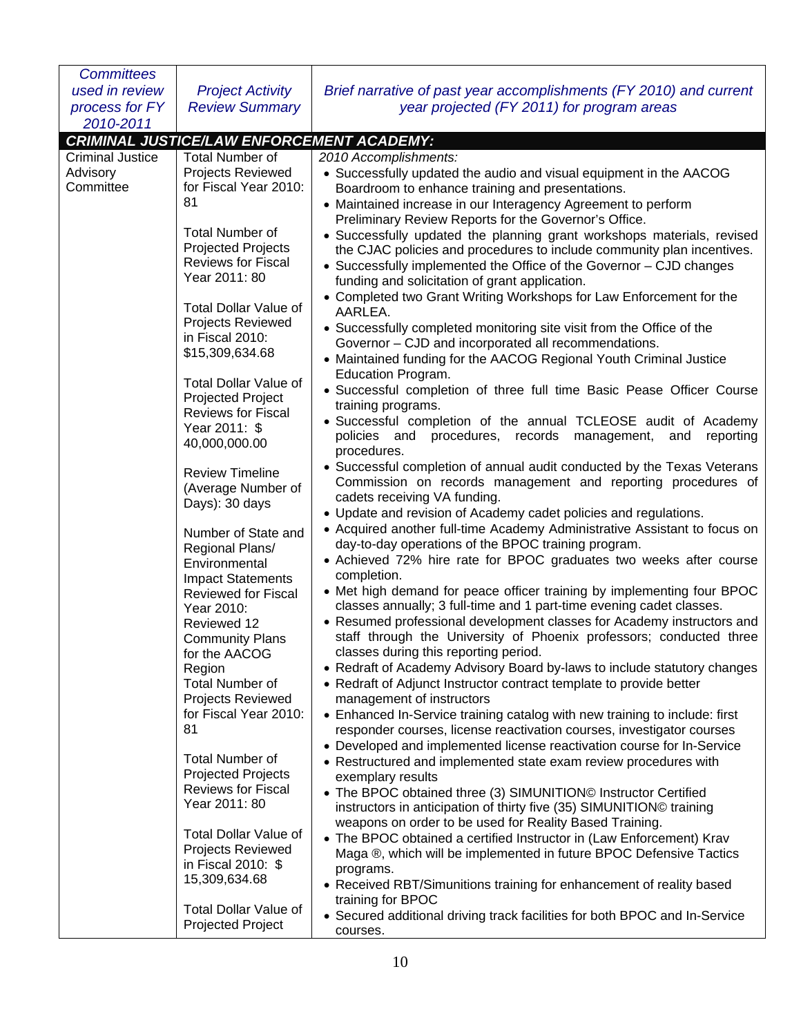| *Committees used in review process for FY 2010-2011* | *Project Activity Review Summary* | *Brief narrative of past year accomplishments (FY 2010) and current year projected (FY 2011) for program areas* |
|---|---|---|
| ***CRIMINAL JUSTICE/LAW ENFORCEMENT ACADEMY:*** | | |
| Criminal Justice Advisory Committee | Total Number of Projects Reviewed for Fiscal Year 2010: 81<br><br>Total Number of Projected Projects Reviews for Fiscal Year 2011: 80<br><br>Total Dollar Value of Projects Reviewed in Fiscal 2010: $15,309,634.68<br><br>Total Dollar Value of Projected Project Reviews for Fiscal Year 2011: $ 40,000,000.00<br><br>Review Timeline (Average Number of Days): 30 days<br><br>Number of State and Regional Plans/ Environmental Impact Statements Reviewed for Fiscal Year 2010: Reviewed 12 Community Plans for the AACOG Region<br>Total Number of Projects Reviewed for Fiscal Year 2010: 81<br><br>Total Number of Projected Projects Reviews for Fiscal Year 2011: 80<br><br>Total Dollar Value of Projects Reviewed in Fiscal 2010: $ 15,309,634.68<br><br>Total Dollar Value of Projected Project | *2010 Accomplishments:*<br>• Successfully updated the audio and visual equipment in the AACOG Boardroom to enhance training and presentations.<br>• Maintained increase in our Interagency Agreement to perform Preliminary Review Reports for the Governor's Office.<br>• Successfully updated the planning grant workshops materials, revised the CJAC policies and procedures to include community plan incentives.<br>• Successfully implemented the Office of the Governor – CJD changes funding and solicitation of grant application.<br>• Completed two Grant Writing Workshops for Law Enforcement for the AARLEA.<br>• Successfully completed monitoring site visit from the Office of the Governor – CJD and incorporated all recommendations.<br>• Maintained funding for the AACOG Regional Youth Criminal Justice Education Program.<br>• Successful completion of three full time Basic Pease Officer Course training programs.<br>• Successful completion of the annual TCLEOSE audit of Academy policies and procedures, records management, and reporting procedures.<br>• Successful completion of annual audit conducted by the Texas Veterans Commission on records management and reporting procedures of cadets receiving VA funding.<br>• Update and revision of Academy cadet policies and regulations.<br>• Acquired another full-time Academy Administrative Assistant to focus on day-to-day operations of the BPOC training program.<br>• Achieved 72% hire rate for BPOC graduates two weeks after course completion.<br>• Met high demand for peace officer training by implementing four BPOC classes annually; 3 full-time and 1 part-time evening cadet classes.<br>• Resumed professional development classes for Academy instructors and staff through the University of Phoenix professors; conducted three classes during this reporting period.<br>• Redraft of Academy Advisory Board by-laws to include statutory changes<br>• Redraft of Adjunct Instructor contract template to provide better management of instructors<br>• Enhanced In-Service training catalog with new training to include: first responder courses, license reactivation courses, investigator courses<br>• Developed and implemented license reactivation course for In-Service<br>• Restructured and implemented state exam review procedures with exemplary results<br>• The BPOC obtained three (3) SIMUNITION© Instructor Certified instructors in anticipation of thirty five (35) SIMUNITION© training weapons on order to be used for Reality Based Training.<br>• The BPOC obtained a certified Instructor in (Law Enforcement) Krav Maga ®, which will be implemented in future BPOC Defensive Tactics programs.<br>• Received RBT/Simunitions training for enhancement of reality based training for BPOC<br>• Secured additional driving track facilities for both BPOC and In-Service courses. |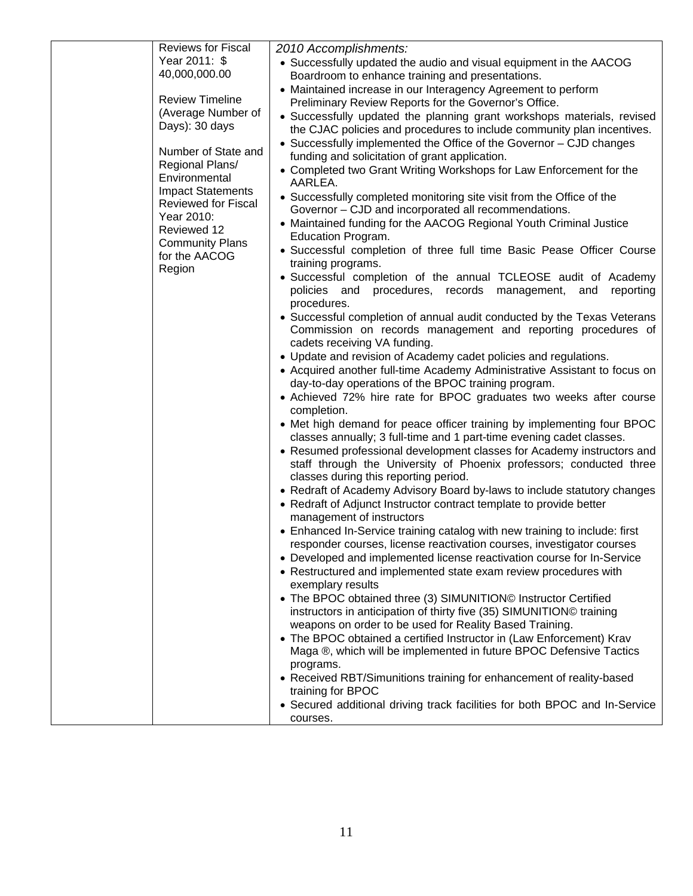| | | |
|---|---|---|
| | Reviews for Fiscal Year 2011: $ 40,000,000.00<br><br>Review Timeline (Average Number of Days): 30 days<br><br>Number of State and Regional Plans/ Environmental Impact Statements Reviewed for Fiscal Year 2010: Reviewed 12 Community Plans for the AACOG Region | *2010 Accomplishments:*<br>• Successfully updated the audio and visual equipment in the AACOG Boardroom to enhance training and presentations.<br>• Maintained increase in our Interagency Agreement to perform Preliminary Review Reports for the Governor's Office.<br>• Successfully updated the planning grant workshops materials, revised the CJAC policies and procedures to include community plan incentives.<br>• Successfully implemented the Office of the Governor – CJD changes funding and solicitation of grant application.<br>• Completed two Grant Writing Workshops for Law Enforcement for the AARLEA.<br>• Successfully completed monitoring site visit from the Office of the Governor – CJD and incorporated all recommendations.<br>• Maintained funding for the AACOG Regional Youth Criminal Justice Education Program.<br>• Successful completion of three full time Basic Pease Officer Course training programs.<br>• Successful completion of the annual TCLEOSE audit of Academy policies and procedures, records management, and reporting procedures.<br>• Successful completion of annual audit conducted by the Texas Veterans Commission on records management and reporting procedures of cadets receiving VA funding.<br>• Update and revision of Academy cadet policies and regulations.<br>• Acquired another full-time Academy Administrative Assistant to focus on day-to-day operations of the BPOC training program.<br>• Achieved 72% hire rate for BPOC graduates two weeks after course completion.<br>• Met high demand for peace officer training by implementing four BPOC classes annually; 3 full-time and 1 part-time evening cadet classes.<br>• Resumed professional development classes for Academy instructors and staff through the University of Phoenix professors; conducted three classes during this reporting period.<br>• Redraft of Academy Advisory Board by-laws to include statutory changes<br>• Redraft of Adjunct Instructor contract template to provide better management of instructors<br>• Enhanced In-Service training catalog with new training to include: first responder courses, license reactivation courses, investigator courses<br>• Developed and implemented license reactivation course for In-Service<br>• Restructured and implemented state exam review procedures with exemplary results<br>• The BPOC obtained three (3) SIMUNITION© Instructor Certified instructors in anticipation of thirty five (35) SIMUNITION© training weapons on order to be used for Reality Based Training.<br>• The BPOC obtained a certified Instructor in (Law Enforcement) Krav Maga ®, which will be implemented in future BPOC Defensive Tactics programs.<br>• Received RBT/Simunitions training for enhancement of reality-based training for BPOC<br>• Secured additional driving track facilities for both BPOC and In-Service courses. |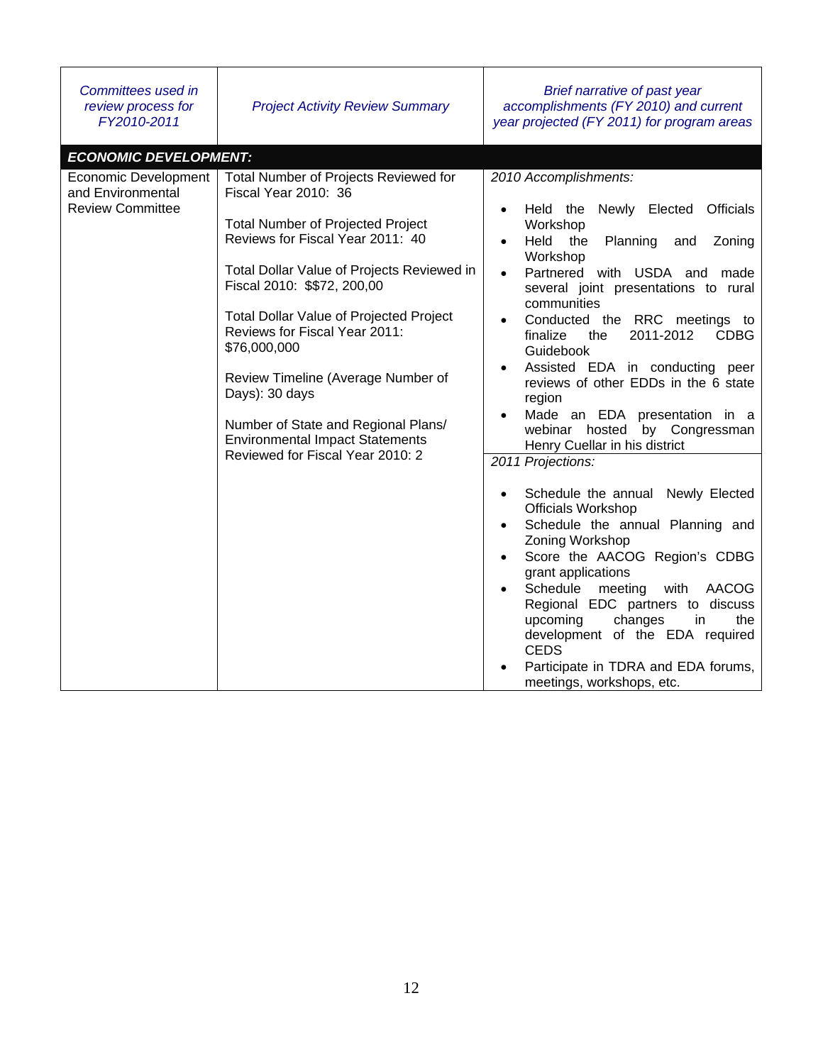| *Committees used in review process for FY2010-2011* | *Project Activity Review Summary* | *Brief narrative of past year accomplishments (FY 2010) and current year projected (FY 2011) for program areas* |
|---|---|---|
| ***ECONOMIC DEVELOPMENT:*** | | |
| Economic Development and Environmental Review Committee | Total Number of Projects Reviewed for Fiscal Year 2010: 36<br><br>Total Number of Projected Project Reviews for Fiscal Year 2011: 40<br><br>Total Dollar Value of Projects Reviewed in Fiscal 2010: $$72, 200,00<br><br>Total Dollar Value of Projected Project Reviews for Fiscal Year 2011: $76,000,000<br><br>Review Timeline (Average Number of Days): 30 days<br><br>Number of State and Regional Plans/ Environmental Impact Statements Reviewed for Fiscal Year 2010: 2 | *2010 Accomplishments:*<br><br>• Held the Newly Elected Officials Workshop<br>• Held the Planning and Zoning Workshop<br>• Partnered with USDA and made several joint presentations to rural communities<br>• Conducted the RRC meetings to finalize the 2011-2012 CDBG Guidebook<br>• Assisted EDA in conducting peer reviews of other EDDs in the 6 state region<br>• Made an EDA presentation in a webinar hosted by Congressman Henry Cuellar in his district<br><br>*2011 Projections:*<br><br>• Schedule the annual Newly Elected Officials Workshop<br>• Schedule the annual Planning and Zoning Workshop<br>• Score the AACOG Region's CDBG grant applications<br>• Schedule meeting with AACOG Regional EDC partners to discuss upcoming changes in the development of the EDA required CEDS<br>• Participate in TDRA and EDA forums, meetings, workshops, etc. |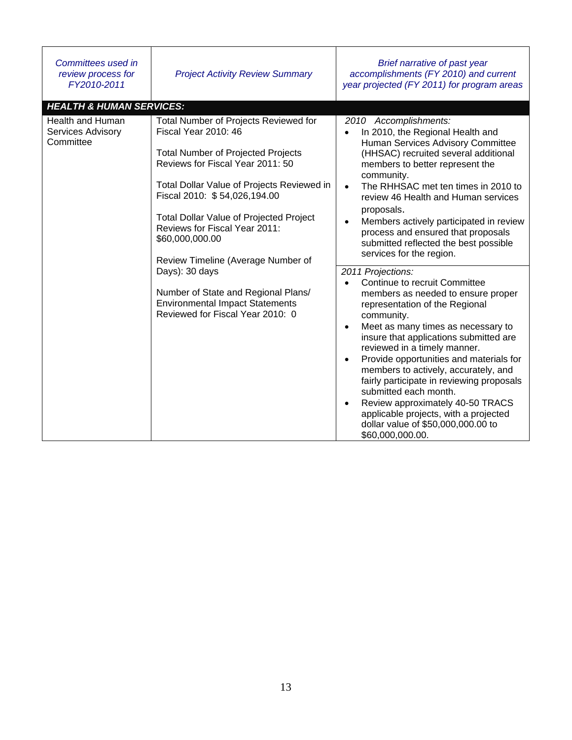| *Committees used in review process for FY2010-2011* | *Project Activity Review Summary* | *Brief narrative of past year accomplishments (FY 2010) and current year projected (FY 2011) for program areas* |
|---|---|---|
| ***HEALTH & HUMAN SERVICES:*** | | |
| Health and Human Services Advisory Committee | Total Number of Projects Reviewed for Fiscal Year 2010: 46<br><br>Total Number of Projected Projects Reviews for Fiscal Year 2011: 50<br><br>Total Dollar Value of Projects Reviewed in Fiscal 2010: $ 54,026,194.00<br><br>Total Dollar Value of Projected Project Reviews for Fiscal Year 2011: $60,000,000.00<br><br>Review Timeline (Average Number of Days): 30 days<br><br>Number of State and Regional Plans/ Environmental Impact Statements Reviewed for Fiscal Year 2010: 0 | *2010 Accomplishments:*<br>• In 2010, the Regional Health and Human Services Advisory Committee (HHSAC) recruited several additional members to better represent the community.<br>• The RHHSAC met ten times in 2010 to review 46 Health and Human services proposals.<br>• Members actively participated in review process and ensured that proposals submitted reflected the best possible services for the region.<br><br>*2011 Projections:*<br>• Continue to recruit Committee members as needed to ensure proper representation of the Regional community.<br>• Meet as many times as necessary to insure that applications submitted are reviewed in a timely manner.<br>• Provide opportunities and materials for members to actively, accurately, and fairly participate in reviewing proposals submitted each month.<br>• Review approximately 40-50 TRACS applicable projects, with a projected dollar value of $50,000,000.00 to $60,000,000.00. |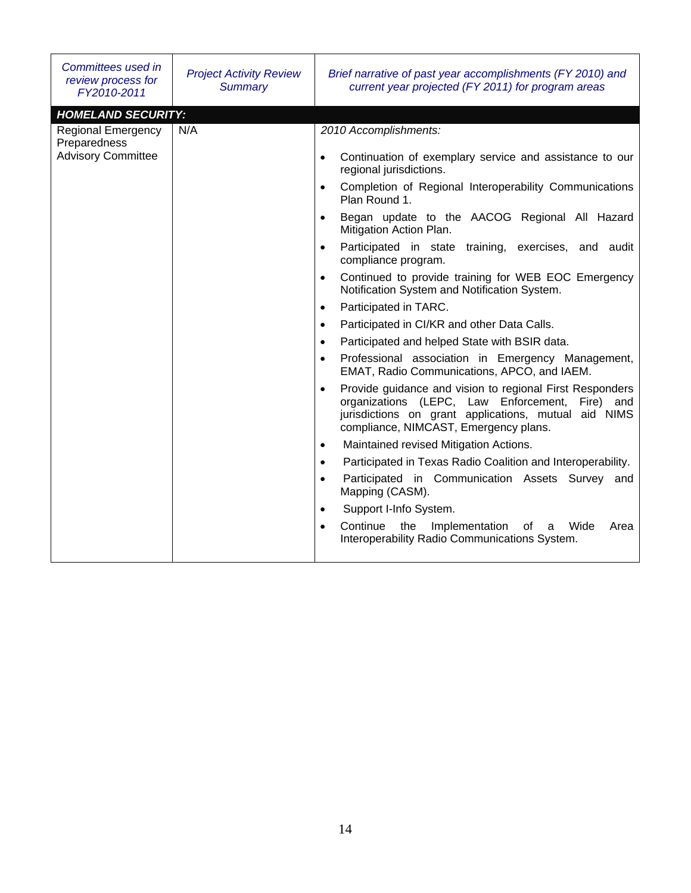| *Committees used in review process for FY2010-2011* | *Project Activity Review Summary* | *Brief narrative of past year accomplishments (FY 2010) and current year projected (FY 2011) for program areas* |
|---|---|---|
| ***HOMELAND SECURITY:*** | | |
| Regional Emergency Preparedness Advisory Committee | N/A | *2010 Accomplishments:*<br>• Continuation of exemplary service and assistance to our regional jurisdictions.<br>• Completion of Regional Interoperability Communications Plan Round 1.<br>• Began update to the AACOG Regional All Hazard Mitigation Action Plan.<br>• Participated in state training, exercises, and audit compliance program.<br>• Continued to provide training for WEB EOC Emergency Notification System and Notification System.<br>• Participated in TARC.<br>• Participated in CI/KR and other Data Calls.<br>• Participated and helped State with BSIR data.<br>• Professional association in Emergency Management, EMAT, Radio Communications, APCO, and IAEM.<br>• Provide guidance and vision to regional First Responders organizations (LEPC, Law Enforcement, Fire) and jurisdictions on grant applications, mutual aid NIMS compliance, NIMCAST, Emergency plans.<br>• Maintained revised Mitigation Actions.<br>• Participated in Texas Radio Coalition and Interoperability.<br>• Participated in Communication Assets Survey and Mapping (CASM).<br>• Support I-Info System.<br>• Continue the Implementation of a Wide Area Interoperability Radio Communications System. |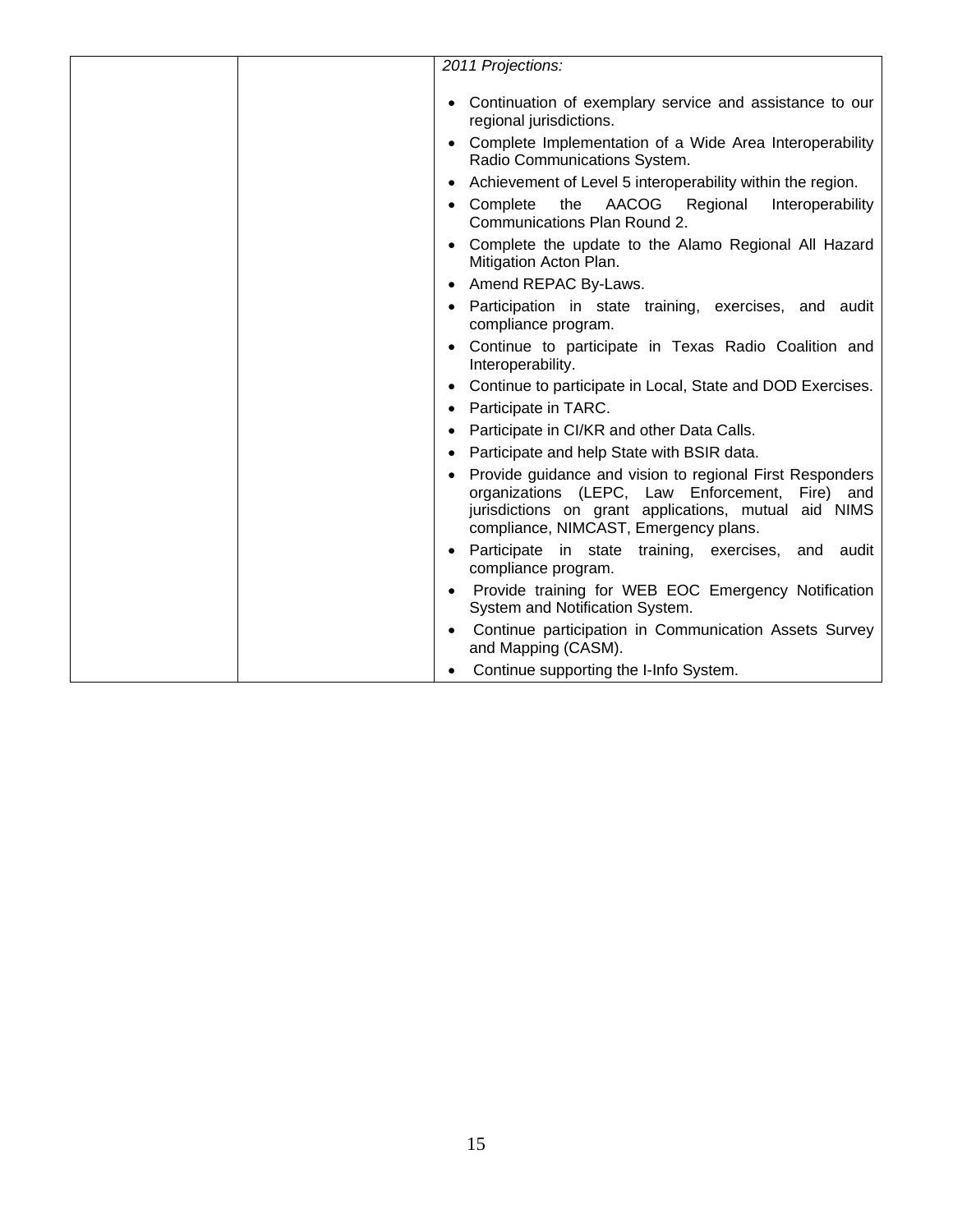|  |  | *2011 Projections:*<br><br>• Continuation of exemplary service and assistance to our regional jurisdictions.<br>• Complete Implementation of a Wide Area Interoperability Radio Communications System.<br>• Achievement of Level 5 interoperability within the region.<br>• Complete the AACOG Regional Interoperability Communications Plan Round 2.<br>• Complete the update to the Alamo Regional All Hazard Mitigation Acton Plan.<br>• Amend REPAC By-Laws.<br>• Participation in state training, exercises, and audit compliance program.<br>• Continue to participate in Texas Radio Coalition and Interoperability.<br>• Continue to participate in Local, State and DOD Exercises.<br>• Participate in TARC.<br>• Participate in CI/KR and other Data Calls.<br>• Participate and help State with BSIR data.<br>• Provide guidance and vision to regional First Responders organizations (LEPC, Law Enforcement, Fire) and jurisdictions on grant applications, mutual aid NIMS compliance, NIMCAST, Emergency plans.<br>• Participate in state training, exercises, and audit compliance program.<br>• Provide training for WEB EOC Emergency Notification System and Notification System.<br>• Continue participation in Communication Assets Survey and Mapping (CASM).<br>• Continue supporting the I-Info System. |
|---|---|---|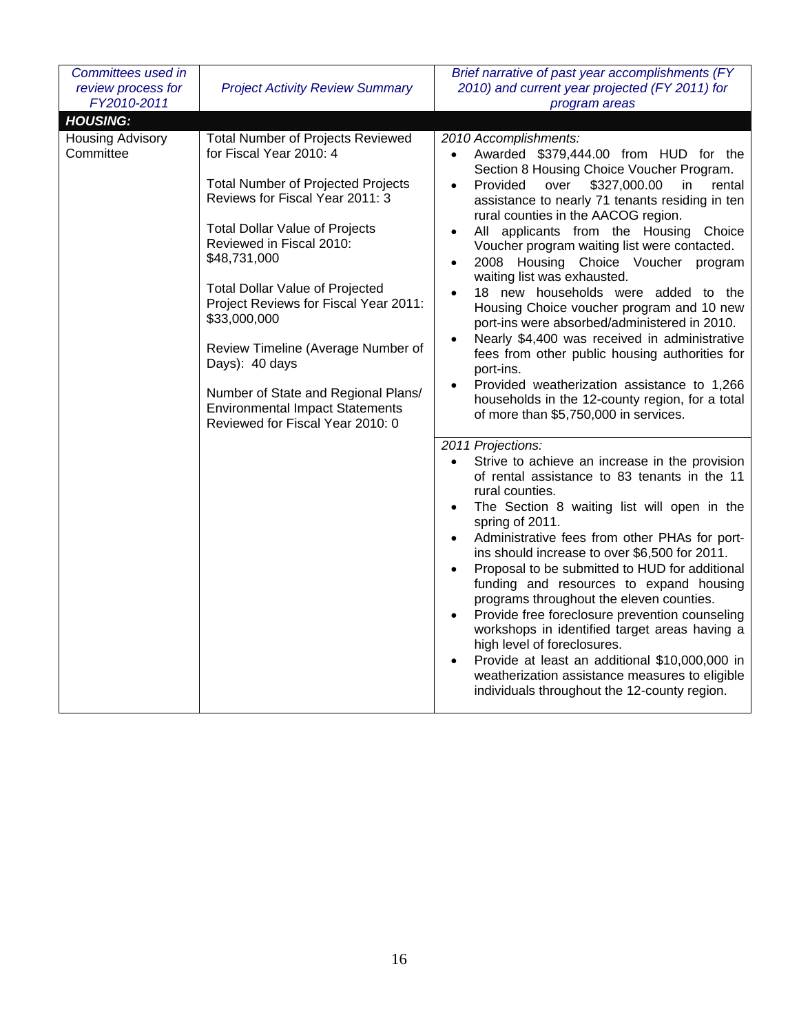| *Committees used in review process for FY2010-2011* | *Project Activity Review Summary* | *Brief narrative of past year accomplishments (FY 2010) and current year projected (FY 2011) for program areas* |
|---|---|---|
| ***HOUSING:*** | | |
| Housing Advisory Committee | Total Number of Projects Reviewed for Fiscal Year 2010: 4<br><br>Total Number of Projected Projects Reviews for Fiscal Year 2011: 3<br><br>Total Dollar Value of Projects Reviewed in Fiscal 2010: $48,731,000<br><br>Total Dollar Value of Projected Project Reviews for Fiscal Year 2011: $33,000,000<br><br>Review Timeline (Average Number of Days): 40 days<br><br>Number of State and Regional Plans/ Environmental Impact Statements Reviewed for Fiscal Year 2010: 0 | *2010 Accomplishments:*<br>• Awarded $379,444.00 from HUD for the Section 8 Housing Choice Voucher Program.<br>• Provided over $327,000.00 in rental assistance to nearly 71 tenants residing in ten rural counties in the AACOG region.<br>• All applicants from the Housing Choice Voucher program waiting list were contacted.<br>• 2008 Housing Choice Voucher program waiting list was exhausted.<br>• 18 new households were added to the Housing Choice voucher program and 10 new port-ins were absorbed/administered in 2010.<br>• Nearly $4,400 was received in administrative fees from other public housing authorities for port-ins.<br>• Provided weatherization assistance to 1,266 households in the 12-county region, for a total of more than $5,750,000 in services. |
| | | *2011 Projections:*<br>• Strive to achieve an increase in the provision of rental assistance to 83 tenants in the 11 rural counties.<br>• The Section 8 waiting list will open in the spring of 2011.<br>• Administrative fees from other PHAs for port-ins should increase to over $6,500 for 2011.<br>• Proposal to be submitted to HUD for additional funding and resources to expand housing programs throughout the eleven counties.<br>• Provide free foreclosure prevention counseling workshops in identified target areas having a high level of foreclosures.<br>• Provide at least an additional $10,000,000 in weatherization assistance measures to eligible individuals throughout the 12-county region. |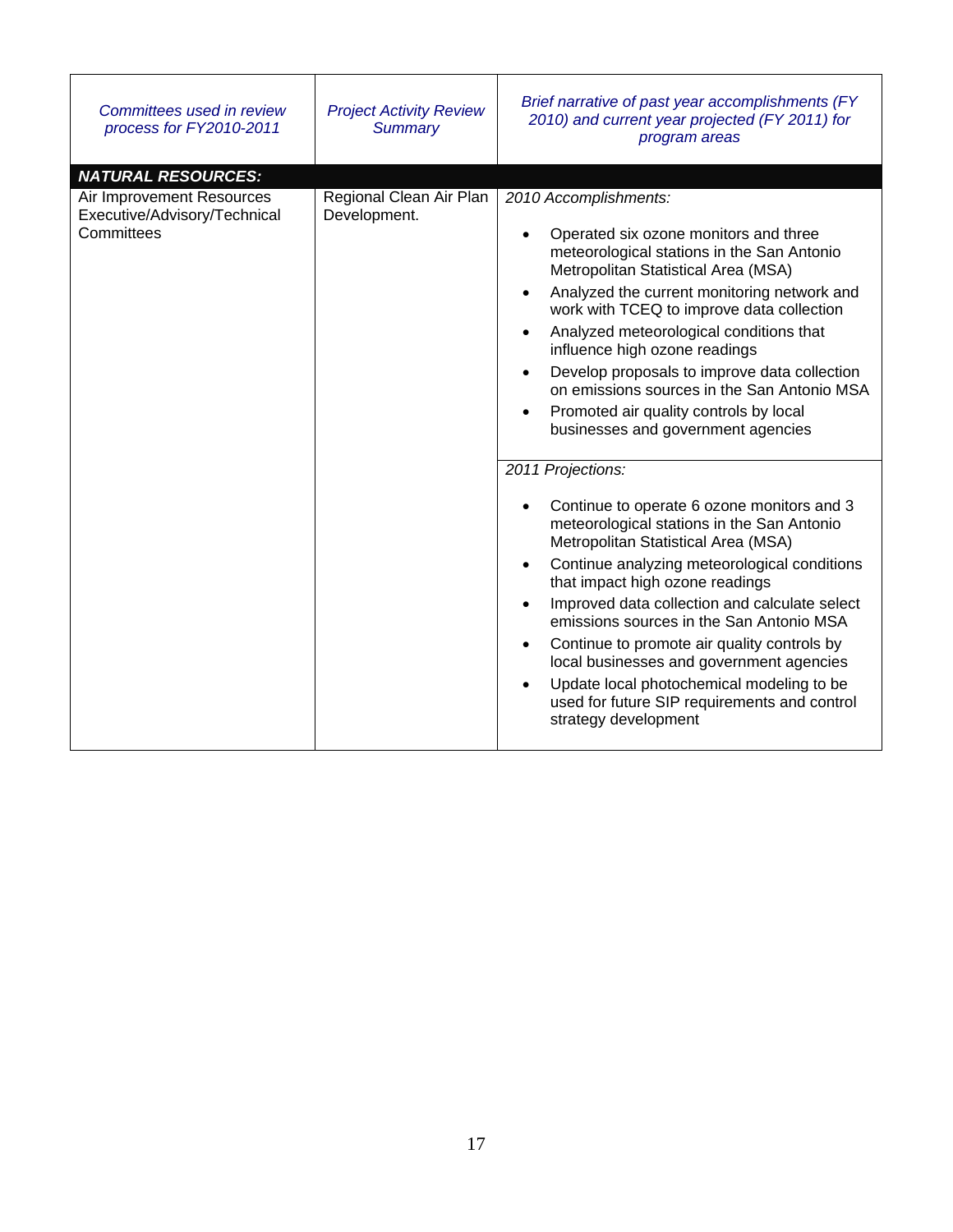| *Committees used in review process for FY2010-2011* | *Project Activity Review Summary* | *Brief narrative of past year accomplishments (FY 2010) and current year projected (FY 2011) for program areas* |
|---|---|---|
| ***NATURAL RESOURCES:*** | | |
| Air Improvement Resources Executive/Advisory/Technical Committees | Regional Clean Air Plan Development. | *2010 Accomplishments:*<br><br>• Operated six ozone monitors and three meteorological stations in the San Antonio Metropolitan Statistical Area (MSA)<br>• Analyzed the current monitoring network and work with TCEQ to improve data collection<br>• Analyzed meteorological conditions that influence high ozone readings<br>• Develop proposals to improve data collection on emissions sources in the San Antonio MSA<br>• Promoted air quality controls by local businesses and government agencies |
| | | *2011 Projections:*<br><br>• Continue to operate 6 ozone monitors and 3 meteorological stations in the San Antonio Metropolitan Statistical Area (MSA)<br>• Continue analyzing meteorological conditions that impact high ozone readings<br>• Improved data collection and calculate select emissions sources in the San Antonio MSA<br>• Continue to promote air quality controls by local businesses and government agencies<br>• Update local photochemical modeling to be used for future SIP requirements and control strategy development |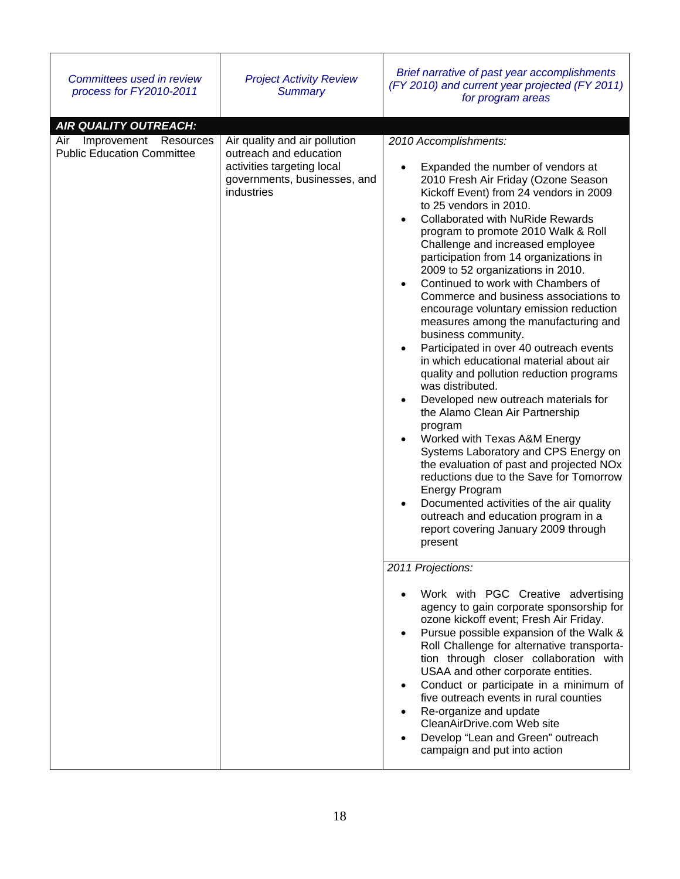| *Committees used in review process for FY2010-2011* | *Project Activity Review Summary* | *Brief narrative of past year accomplishments (FY 2010) and current year projected (FY 2011) for program areas* |
|---|---|---|
| ***AIR QUALITY OUTREACH:*** | | |
| Air Improvement Resources Public Education Committee | Air quality and air pollution outreach and education activities targeting local governments, businesses, and industries | *2010 Accomplishments:*<br><br>• Expanded the number of vendors at 2010 Fresh Air Friday (Ozone Season Kickoff Event) from 24 vendors in 2009 to 25 vendors in 2010.<br>• Collaborated with NuRide Rewards program to promote 2010 Walk & Roll Challenge and increased employee participation from 14 organizations in 2009 to 52 organizations in 2010.<br>• Continued to work with Chambers of Commerce and business associations to encourage voluntary emission reduction measures among the manufacturing and business community.<br>• Participated in over 40 outreach events in which educational material about air quality and pollution reduction programs was distributed.<br>• Developed new outreach materials for the Alamo Clean Air Partnership program<br>• Worked with Texas A&M Energy Systems Laboratory and CPS Energy on the evaluation of past and projected NOx reductions due to the Save for Tomorrow Energy Program<br>• Documented activities of the air quality outreach and education program in a report covering January 2009 through present |
| | | *2011 Projections:*<br><br>• Work with PGC Creative advertising agency to gain corporate sponsorship for ozone kickoff event; Fresh Air Friday.<br>• Pursue possible expansion of the Walk & Roll Challenge for alternative transportation through closer collaboration with USAA and other corporate entities.<br>• Conduct or participate in a minimum of five outreach events in rural counties<br>• Re-organize and update CleanAirDrive.com Web site<br>• Develop "Lean and Green" outreach campaign and put into action |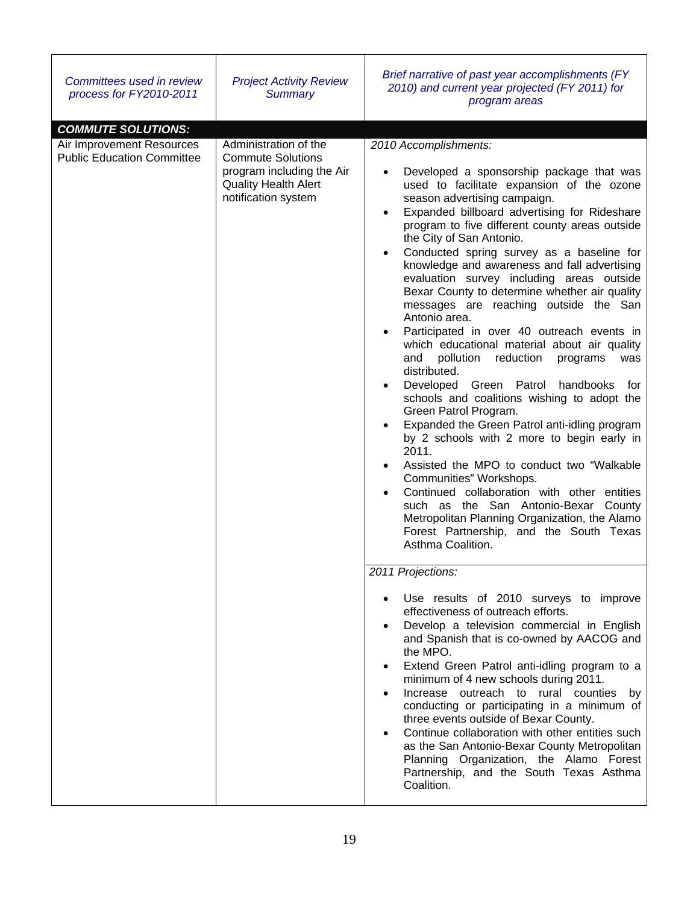| *Committees used in review process for FY2010-2011* | *Project Activity Review Summary* | *Brief narrative of past year accomplishments (FY 2010) and current year projected (FY 2011) for program areas* |
|---|---|---|
| ***COMMUTE SOLUTIONS:*** | | |
| Air Improvement Resources Public Education Committee | Administration of the Commute Solutions program including the Air Quality Health Alert notification system | *2010 Accomplishments:*<br><br>• Developed a sponsorship package that was used to facilitate expansion of the ozone season advertising campaign.<br>• Expanded billboard advertising for Rideshare program to five different county areas outside the City of San Antonio.<br>• Conducted spring survey as a baseline for knowledge and awareness and fall advertising evaluation survey including areas outside Bexar County to determine whether air quality messages are reaching outside the San Antonio area.<br>• Participated in over 40 outreach events in which educational material about air quality and pollution reduction programs was distributed.<br>• Developed Green Patrol handbooks for schools and coalitions wishing to adopt the Green Patrol Program.<br>• Expanded the Green Patrol anti-idling program by 2 schools with 2 more to begin early in 2011.<br>• Assisted the MPO to conduct two "Walkable Communities" Workshops.<br>• Continued collaboration with other entities such as the San Antonio-Bexar County Metropolitan Planning Organization, the Alamo Forest Partnership, and the South Texas Asthma Coalition. |
| | | *2011 Projections:*<br><br>• Use results of 2010 surveys to improve effectiveness of outreach efforts.<br>• Develop a television commercial in English and Spanish that is co-owned by AACOG and the MPO.<br>• Extend Green Patrol anti-idling program to a minimum of 4 new schools during 2011.<br>• Increase outreach to rural counties by conducting or participating in a minimum of three events outside of Bexar County.<br>• Continue collaboration with other entities such as the San Antonio-Bexar County Metropolitan Planning Organization, the Alamo Forest Partnership, and the South Texas Asthma Coalition. |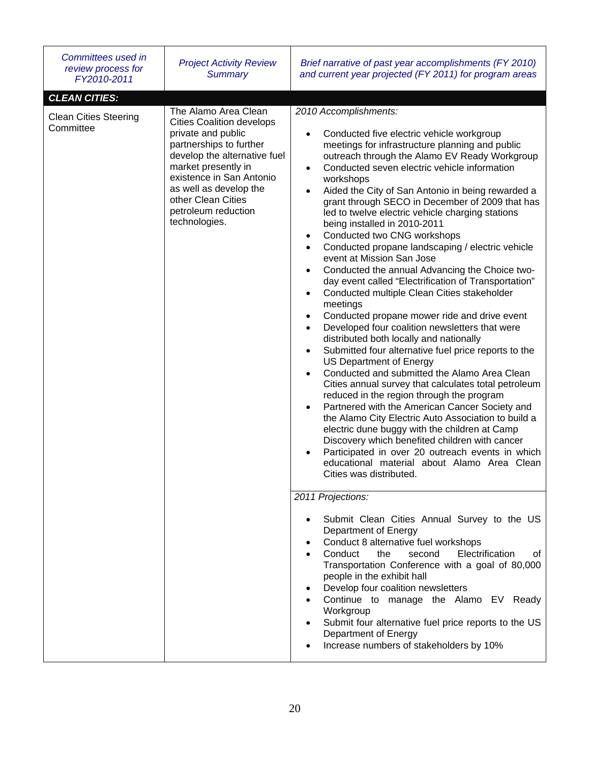| *Committees used in review process for FY2010-2011* | *Project Activity Review Summary* | *Brief narrative of past year accomplishments (FY 2010) and current year projected (FY 2011) for program areas* |
|---|---|---|
| ***CLEAN CITIES:*** | | |
| Clean Cities Steering Committee | The Alamo Area Clean Cities Coalition develops private and public partnerships to further develop the alternative fuel market presently in existence in San Antonio as well as develop the other Clean Cities petroleum reduction technologies. | *2010 Accomplishments:*<br>• Conducted five electric vehicle workgroup meetings for infrastructure planning and public outreach through the Alamo EV Ready Workgroup<br>• Conducted seven electric vehicle information workshops<br>• Aided the City of San Antonio in being rewarded a grant through SECO in December of 2009 that has led to twelve electric vehicle charging stations being installed in 2010-2011<br>• Conducted two CNG workshops<br>• Conducted propane landscaping / electric vehicle event at Mission San Jose<br>• Conducted the annual Advancing the Choice two-day event called "Electrification of Transportation"<br>• Conducted multiple Clean Cities stakeholder meetings<br>• Conducted propane mower ride and drive event<br>• Developed four coalition newsletters that were distributed both locally and nationally<br>• Submitted four alternative fuel price reports to the US Department of Energy<br>• Conducted and submitted the Alamo Area Clean Cities annual survey that calculates total petroleum reduced in the region through the program<br>• Partnered with the American Cancer Society and the Alamo City Electric Auto Association to build a electric dune buggy with the children at Camp Discovery which benefited children with cancer<br>• Participated in over 20 outreach events in which educational material about Alamo Area Clean Cities was distributed. |
| | | *2011 Projections:*<br>• Submit Clean Cities Annual Survey to the US Department of Energy<br>• Conduct 8 alternative fuel workshops<br>• Conduct the second Electrification of Transportation Conference with a goal of 80,000 people in the exhibit hall<br>• Develop four coalition newsletters<br>• Continue to manage the Alamo EV Ready Workgroup<br>• Submit four alternative fuel price reports to the US Department of Energy<br>• Increase numbers of stakeholders by 10% |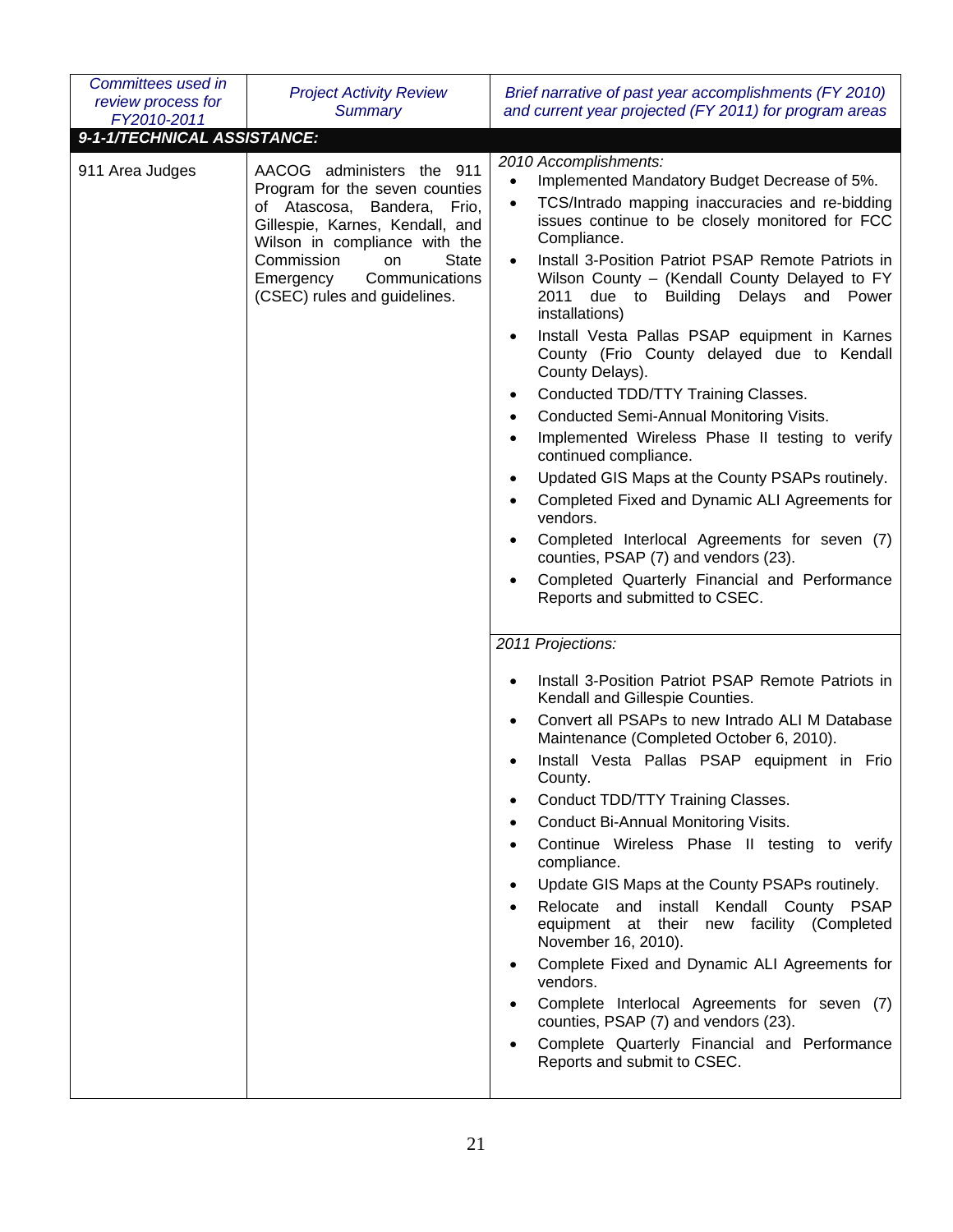| *Committees used in review process for FY2010-2011* | *Project Activity Review Summary* | *Brief narrative of past year accomplishments (FY 2010) and current year projected (FY 2011) for program areas* |
|---|---|---|
| ***9-1-1/TECHNICAL ASSISTANCE:*** | | |
| 911 Area Judges | AACOG administers the 911 Program for the seven counties of Atascosa, Bandera, Frio, Gillespie, Karnes, Kendall, and Wilson in compliance with the Commission on State Emergency Communications (CSEC) rules and guidelines. | *2010 Accomplishments:*<br>• Implemented Mandatory Budget Decrease of 5%.<br>• TCS/Intrado mapping inaccuracies and re-bidding issues continue to be closely monitored for FCC Compliance.<br>• Install 3-Position Patriot PSAP Remote Patriots in Wilson County – (Kendall County Delayed to FY 2011 due to Building Delays and Power installations)<br>• Install Vesta Pallas PSAP equipment in Karnes County (Frio County delayed due to Kendall County Delays).<br>• Conducted TDD/TTY Training Classes.<br>• Conducted Semi-Annual Monitoring Visits.<br>• Implemented Wireless Phase II testing to verify continued compliance.<br>• Updated GIS Maps at the County PSAPs routinely.<br>• Completed Fixed and Dynamic ALI Agreements for vendors.<br>• Completed Interlocal Agreements for seven (7) counties, PSAP (7) and vendors (23).<br>• Completed Quarterly Financial and Performance Reports and submitted to CSEC. |
| | | *2011 Projections:*<br>• Install 3-Position Patriot PSAP Remote Patriots in Kendall and Gillespie Counties.<br>• Convert all PSAPs to new Intrado ALI M Database Maintenance (Completed October 6, 2010).<br>• Install Vesta Pallas PSAP equipment in Frio County.<br>• Conduct TDD/TTY Training Classes.<br>• Conduct Bi-Annual Monitoring Visits.<br>• Continue Wireless Phase II testing to verify compliance.<br>• Update GIS Maps at the County PSAPs routinely.<br>• Relocate and install Kendall County PSAP equipment at their new facility (Completed November 16, 2010).<br>• Complete Fixed and Dynamic ALI Agreements for vendors.<br>• Complete Interlocal Agreements for seven (7) counties, PSAP (7) and vendors (23).<br>• Complete Quarterly Financial and Performance Reports and submit to CSEC. |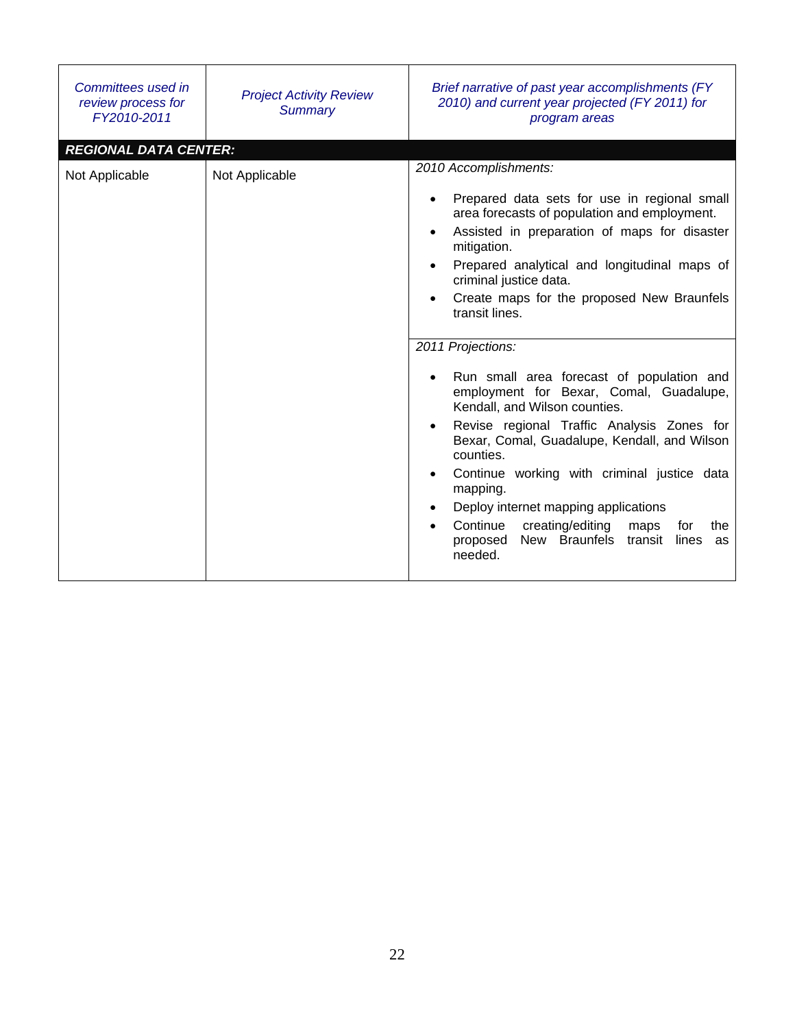| *Committees used in review process for FY2010-2011* | *Project Activity Review Summary* | *Brief narrative of past year accomplishments (FY 2010) and current year projected (FY 2011) for program areas* |
|---|---|---|
| ***REGIONAL DATA CENTER:*** | | |
| Not Applicable | Not Applicable | *2010 Accomplishments:*<br><br>• Prepared data sets for use in regional small area forecasts of population and employment.<br>• Assisted in preparation of maps for disaster mitigation.<br>• Prepared analytical and longitudinal maps of criminal justice data.<br>• Create maps for the proposed New Braunfels transit lines. |
| | | *2011 Projections:*<br><br>• Run small area forecast of population and employment for Bexar, Comal, Guadalupe, Kendall, and Wilson counties.<br>• Revise regional Traffic Analysis Zones for Bexar, Comal, Guadalupe, Kendall, and Wilson counties.<br>• Continue working with criminal justice data mapping.<br>• Deploy internet mapping applications<br>• Continue creating/editing maps for the proposed New Braunfels transit lines as needed. |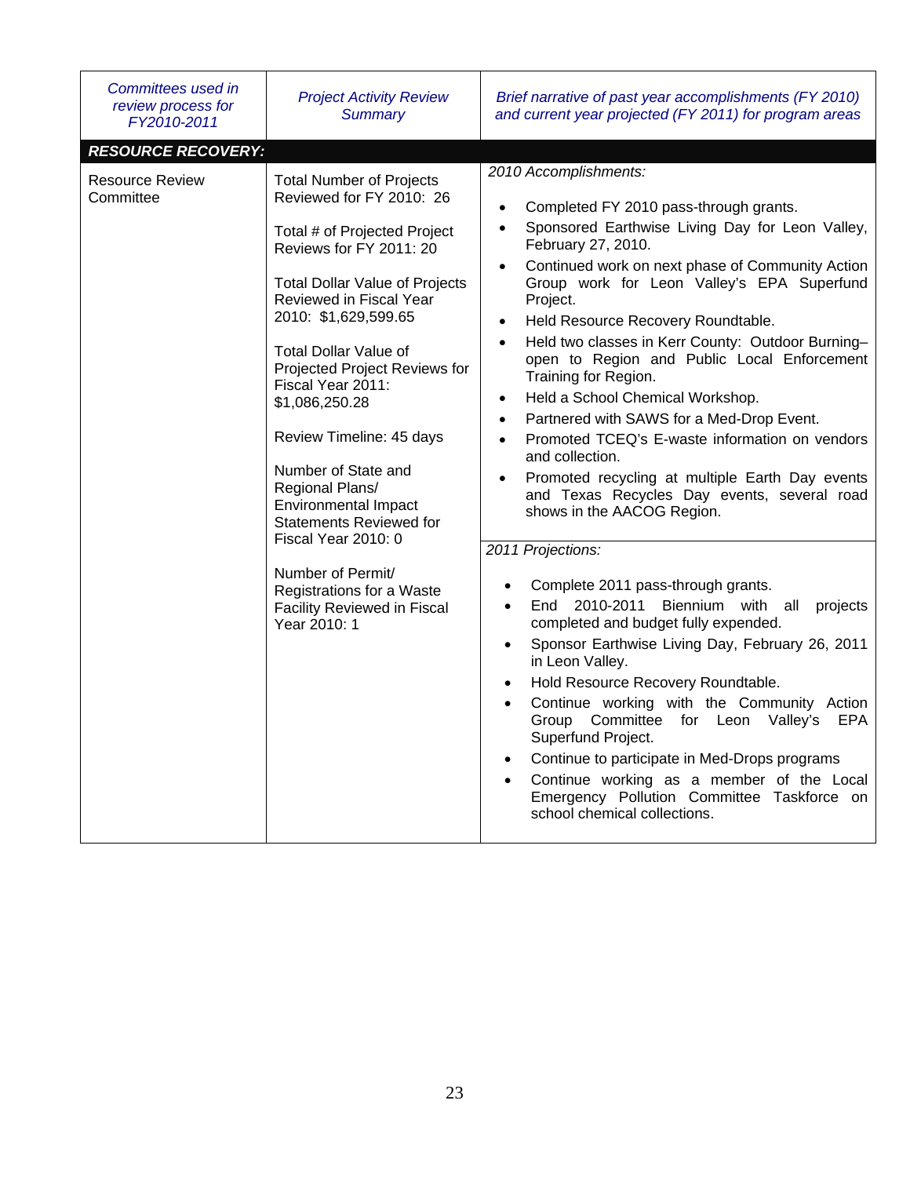| *Committees used in review process for FY2010-2011* | *Project Activity Review Summary* | *Brief narrative of past year accomplishments (FY 2010) and current year projected (FY 2011) for program areas* |
|---|---|---|
| ***RESOURCE RECOVERY:*** | | |
| Resource Review Committee | Total Number of Projects Reviewed for FY 2010: 26<br><br>Total # of Projected Project Reviews for FY 2011: 20<br><br>Total Dollar Value of Projects Reviewed in Fiscal Year 2010: $1,629,599.65<br><br>Total Dollar Value of Projected Project Reviews for Fiscal Year 2011: $1,086,250.28<br><br>Review Timeline: 45 days<br><br>Number of State and Regional Plans/ Environmental Impact Statements Reviewed for Fiscal Year 2010: 0<br><br>Number of Permit/ Registrations for a Waste Facility Reviewed in Fiscal Year 2010: 1 | *2010 Accomplishments:*<br><br>• Completed FY 2010 pass-through grants.<br>• Sponsored Earthwise Living Day for Leon Valley, February 27, 2010.<br>• Continued work on next phase of Community Action Group work for Leon Valley's EPA Superfund Project.<br>• Held Resource Recovery Roundtable.<br>• Held two classes in Kerr County: Outdoor Burning– open to Region and Public Local Enforcement Training for Region.<br>• Held a School Chemical Workshop.<br>• Partnered with SAWS for a Med-Drop Event.<br>• Promoted TCEQ's E-waste information on vendors and collection.<br>• Promoted recycling at multiple Earth Day events and Texas Recycles Day events, several road shows in the AACOG Region.<br><br>*2011 Projections:*<br><br>• Complete 2011 pass-through grants.<br>• End 2010-2011 Biennium with all projects completed and budget fully expended.<br>• Sponsor Earthwise Living Day, February 26, 2011 in Leon Valley.<br>• Hold Resource Recovery Roundtable.<br>• Continue working with the Community Action Group Committee for Leon Valley's EPA Superfund Project.<br>• Continue to participate in Med-Drops programs<br>• Continue working as a member of the Local Emergency Pollution Committee Taskforce on school chemical collections. |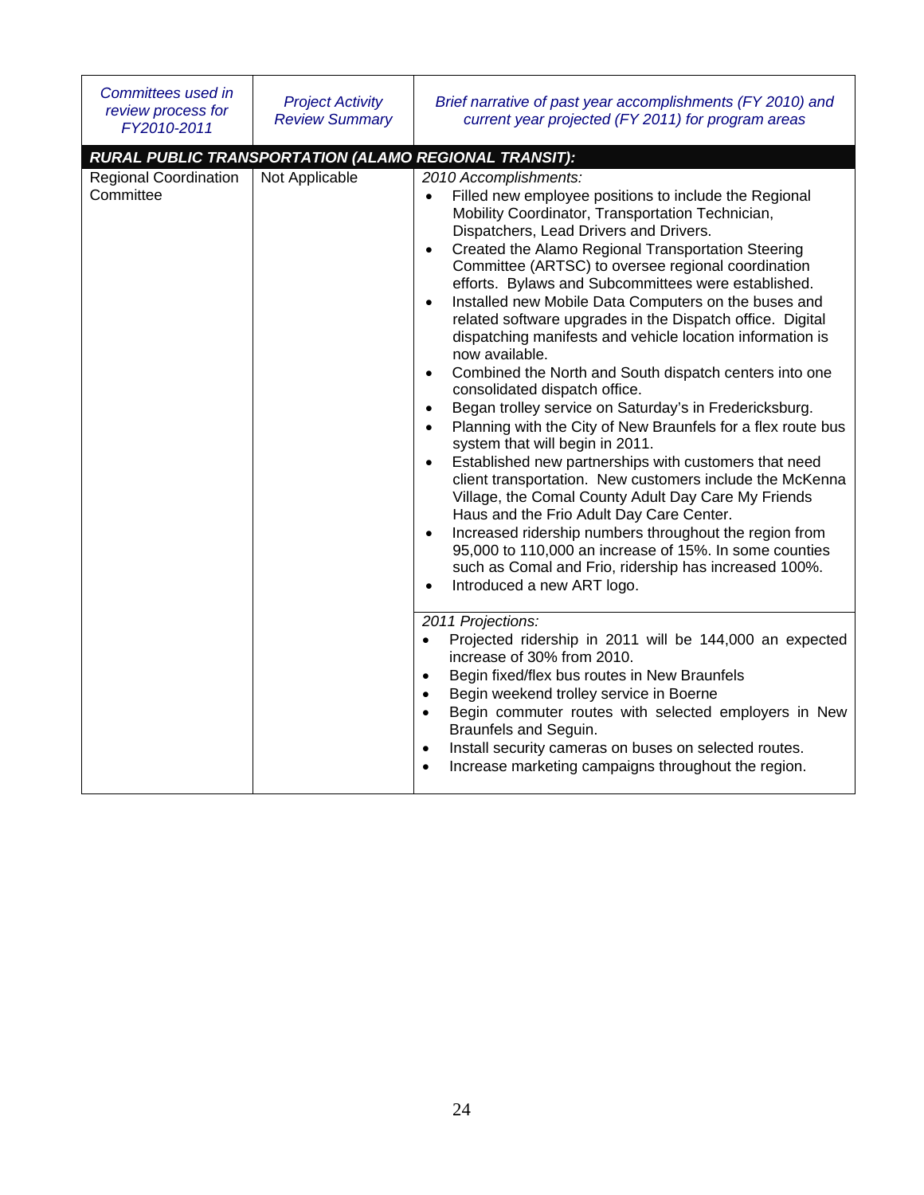| *Committees used in review process for FY2010-2011* | *Project Activity Review Summary* | *Brief narrative of past year accomplishments (FY 2010) and current year projected (FY 2011) for program areas* |
|---|---|---|
| ***RURAL PUBLIC TRANSPORTATION (ALAMO REGIONAL TRANSIT):*** | | |
| Regional Coordination Committee | Not Applicable | *2010 Accomplishments:*<br>• Filled new employee positions to include the Regional Mobility Coordinator, Transportation Technician, Dispatchers, Lead Drivers and Drivers.<br>• Created the Alamo Regional Transportation Steering Committee (ARTSC) to oversee regional coordination efforts. Bylaws and Subcommittees were established.<br>• Installed new Mobile Data Computers on the buses and related software upgrades in the Dispatch office. Digital dispatching manifests and vehicle location information is now available.<br>• Combined the North and South dispatch centers into one consolidated dispatch office.<br>• Began trolley service on Saturday's in Fredericksburg.<br>• Planning with the City of New Braunfels for a flex route bus system that will begin in 2011.<br>• Established new partnerships with customers that need client transportation. New customers include the McKenna Village, the Comal County Adult Day Care My Friends Haus and the Frio Adult Day Care Center.<br>• Increased ridership numbers throughout the region from 95,000 to 110,000 an increase of 15%. In some counties such as Comal and Frio, ridership has increased 100%.<br>• Introduced a new ART logo. |
| | | *2011 Projections:*<br>• Projected ridership in 2011 will be 144,000 an expected increase of 30% from 2010.<br>• Begin fixed/flex bus routes in New Braunfels<br>• Begin weekend trolley service in Boerne<br>• Begin commuter routes with selected employers in New Braunfels and Seguin.<br>• Install security cameras on buses on selected routes.<br>• Increase marketing campaigns throughout the region. |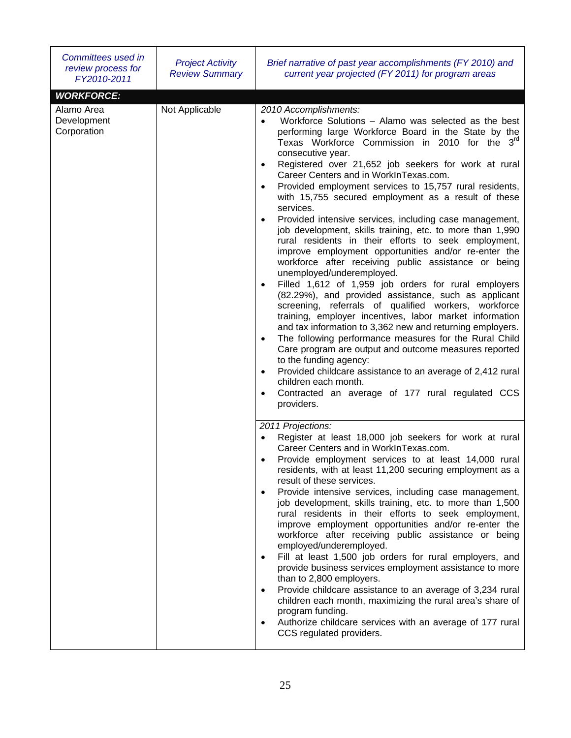| *Committees used in review process for FY2010-2011* | *Project Activity Review Summary* | *Brief narrative of past year accomplishments (FY 2010) and current year projected (FY 2011) for program areas* |
|---|---|---|
| ***WORKFORCE:*** | | |
| Alamo Area Development Corporation | Not Applicable | *2010 Accomplishments:*<br>• Workforce Solutions – Alamo was selected as the best performing large Workforce Board in the State by the Texas Workforce Commission in 2010 for the 3rd consecutive year.<br>• Registered over 21,652 job seekers for work at rural Career Centers and in WorkInTexas.com.<br>• Provided employment services to 15,757 rural residents, with 15,755 secured employment as a result of these services.<br>• Provided intensive services, including case management, job development, skills training, etc. to more than 1,990 rural residents in their efforts to seek employment, improve employment opportunities and/or re-enter the workforce after receiving public assistance or being unemployed/underemployed.<br>• Filled 1,612 of 1,959 job orders for rural employers (82.29%), and provided assistance, such as applicant screening, referrals of qualified workers, workforce training, employer incentives, labor market information and tax information to 3,362 new and returning employers.<br>• The following performance measures for the Rural Child Care program are output and outcome measures reported to the funding agency:<br>• Provided childcare assistance to an average of 2,412 rural children each month.<br>• Contracted an average of 177 rural regulated CCS providers. |
| | | *2011 Projections:*<br>• Register at least 18,000 job seekers for work at rural Career Centers and in WorkInTexas.com.<br>• Provide employment services to at least 14,000 rural residents, with at least 11,200 securing employment as a result of these services.<br>• Provide intensive services, including case management, job development, skills training, etc. to more than 1,500 rural residents in their efforts to seek employment, improve employment opportunities and/or re-enter the workforce after receiving public assistance or being employed/underemployed.<br>• Fill at least 1,500 job orders for rural employers, and provide business services employment assistance to more than to 2,800 employers.<br>• Provide childcare assistance to an average of 3,234 rural children each month, maximizing the rural area's share of program funding.<br>• Authorize childcare services with an average of 177 rural CCS regulated providers. |